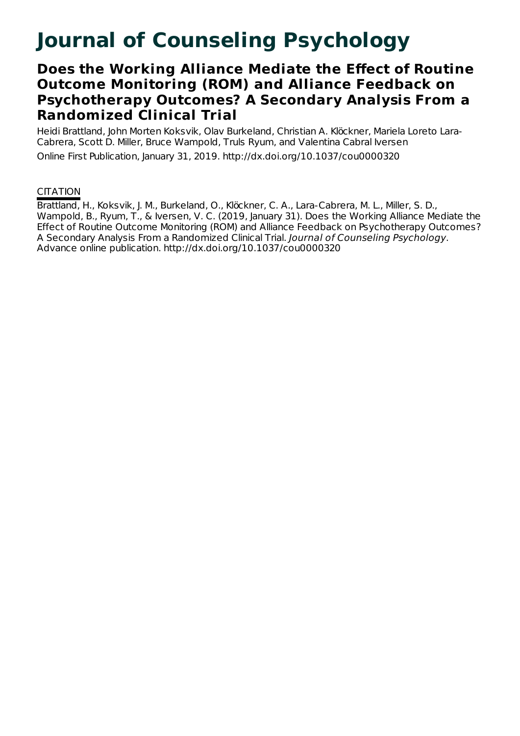# Journal of Counseling Psychology

## Does the Working Alliance Mediate the Effect of Routine Outcome Monitoring (ROM) and Alliance Feedback on Psychotherapy Outcomes? A Secondary Analysis From a Randomized Clinical Trial

Heidi Brattland, John Morten Koksvik, Olav Burkeland, Christian A. Klöckner, Mariela Loreto Lara-Cabrera, Scott D. Miller, Bruce Wampold, Truls Ryum, and Valentina Cabral Iversen

Online First Publication, January 31, 2019. http://dx.doi.org/10.1037/cou0000320

CITATION

Brattland, H., Koksvik, J. M., Burkeland, O., Klöckner, C. A., Lara-Cabrera, M. L., Miller, S. D., Wampold, B., Ryum, T., & Iversen, V. C. (2019, January 31). Does the Working Alliance Mediate the Effect of Routine Outcome Monitoring (ROM) and Alliance Feedback on Psychotherapy Outcomes? A Secondary Analysis From a Randomized Clinical Trial. *Journal of Counseling Psychology*. Advance online publication. http://dx.doi.org/10.1037/cou0000320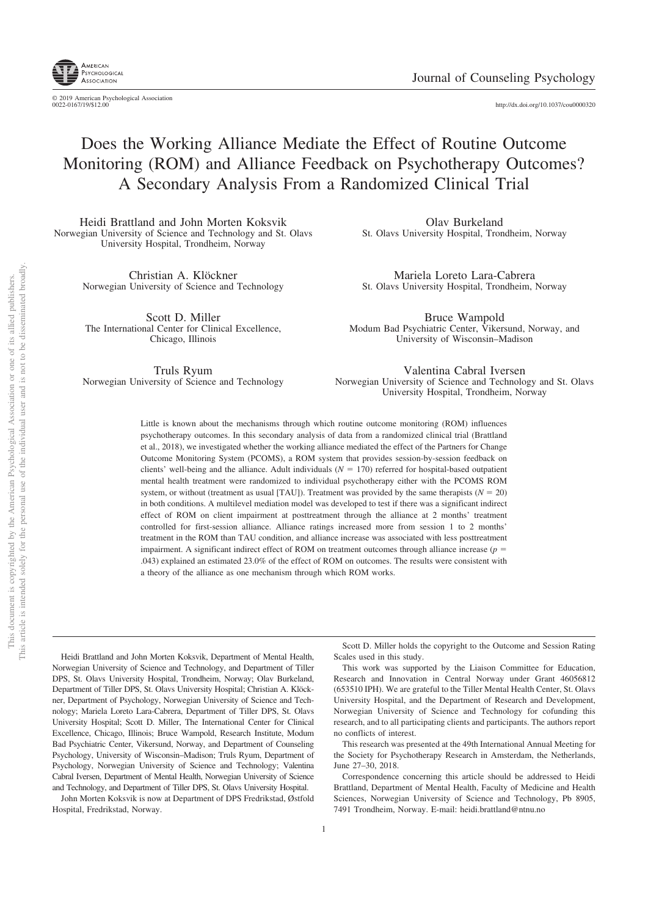# Does the Working Alliance Mediate the Effect of Routine Outcome Monitoring (ROM) and Alliance Feedback on Psychotherapy Outcomes? A Secondary Analysis From a Randomized Clinical Trial

Heidi Brattland and John Morten Koksvik
Norwegian University of Science and Technology and St. Olavs University Hospital, Trondheim, Norway

Olav Burkeland
St. Olavs University Hospital, Trondheim, Norway

Christian A. Klöckner
Norwegian University of Science and Technology

Mariela Loreto Lara-Cabrera
St. Olavs University Hospital, Trondheim, Norway

Scott D. Miller
The International Center for Clinical Excellence, Chicago, Illinois

Bruce Wampold
Modum Bad Psychiatric Center, Vikersund, Norway, and University of Wisconsin–Madison

Truls Ryum
Norwegian University of Science and Technology

Valentina Cabral Iversen
Norwegian University of Science and Technology and St. Olavs University Hospital, Trondheim, Norway

Little is known about the mechanisms through which routine outcome monitoring (ROM) influences psychotherapy outcomes. In this secondary analysis of data from a randomized clinical trial (Brattland et al., 2018), we investigated whether the working alliance mediated the effect of the Partners for Change Outcome Monitoring System (PCOMS), a ROM system that provides session-by-session feedback on clients' well-being and the alliance. Adult individuals ($N = 170$) referred for hospital-based outpatient mental health treatment were randomized to individual psychotherapy either with the PCOMS ROM system, or without (treatment as usual [TAU]). Treatment was provided by the same therapists ($N = 20$) in both conditions. A multilevel mediation model was developed to test if there was a significant indirect effect of ROM on client impairment at posttreatment through the alliance at 2 months' treatment controlled for first-session alliance. Alliance ratings increased more from session 1 to 2 months' treatment in the ROM than TAU condition, and alliance increase was associated with less posttreatment impairment. A significant indirect effect of ROM on treatment outcomes through alliance increase ($p = .043$) explained an estimated 23.0% of the effect of ROM on outcomes. The results were consistent with a theory of the alliance as one mechanism through which ROM works.

Heidi Brattland and John Morten Koksvik, Department of Mental Health, Norwegian University of Science and Technology, and Department of Tiller DPS, St. Olavs University Hospital, Trondheim, Norway; Olav Burkeland, Department of Tiller DPS, St. Olavs University Hospital; Christian A. Klöckner, Department of Psychology, Norwegian University of Science and Technology; Mariela Loreto Lara-Cabrera, Department of Tiller DPS, St. Olavs University Hospital; Scott D. Miller, The International Center for Clinical Excellence, Chicago, Illinois; Bruce Wampold, Research Institute, Modum Bad Psychiatric Center, Vikersund, Norway, and Department of Counseling Psychology, University of Wisconsin–Madison; Truls Ryum, Department of Psychology, Norwegian University of Science and Technology; Valentina Cabral Iversen, Department of Mental Health, Norwegian University of Science and Technology, and Department of Tiller DPS, St. Olavs University Hospital.

John Morten Koksvik is now at Department of DPS Fredrikstad, Østfold Hospital, Fredrikstad, Norway.

Scott D. Miller holds the copyright to the Outcome and Session Rating Scales used in this study.

This work was supported by the Liaison Committee for Education, Research and Innovation in Central Norway under Grant 46056812 (653510 IPH). We are grateful to the Tiller Mental Health Center, St. Olavs University Hospital, and the Department of Research and Development, Norwegian University of Science and Technology for cofunding this research, and to all participating clients and participants. The authors report no conflicts of interest.

This research was presented at the 49th International Annual Meeting for the Society for Psychotherapy Research in Amsterdam, the Netherlands, June 27–30, 2018.

Correspondence concerning this article should be addressed to Heidi Brattland, Department of Mental Health, Faculty of Medicine and Health Sciences, Norwegian University of Science and Technology, Pb 8905, 7491 Trondheim, Norway. E-mail: heidi.brattland@ntnu.no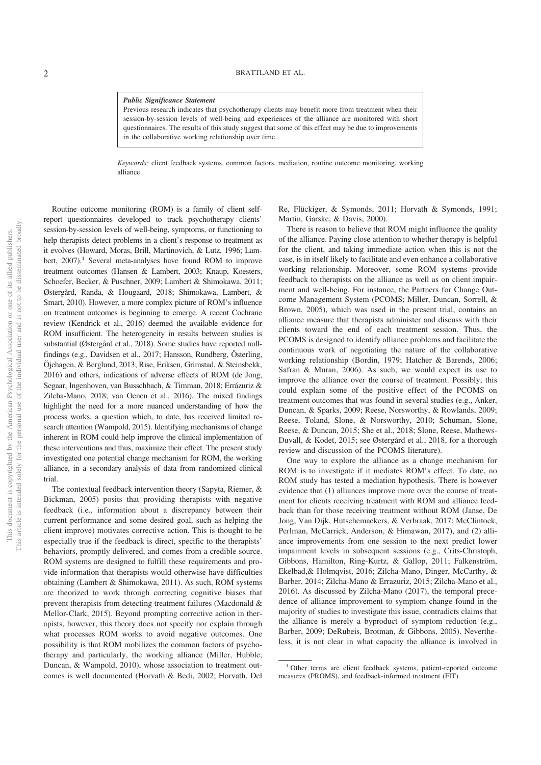***Public Significance Statement***

Previous research indicates that psychotherapy clients may benefit more from treatment when their session-by-session levels of well-being and experiences of the alliance are monitored with short questionnaires. The results of this study suggest that some of this effect may be due to improvements in the collaborative working relationship over time.

*Keywords:* client feedback systems, common factors, mediation, routine outcome monitoring, working alliance

Routine outcome monitoring (ROM) is a family of client self-report questionnaires developed to track psychotherapy clients' session-by-session levels of well-being, symptoms, or functioning to help therapists detect problems in a client's response to treatment as it evolves (Howard, Moras, Brill, Martinovich, & Lutz, 1996; Lambert, 2007).[1] Several meta-analyses have found ROM to improve treatment outcomes (Hansen & Lambert, 2003; Knaup, Koesters, Schoefer, Becker, & Puschner, 2009; Lambert & Shimokawa, 2011; Østergård, Randa, & Hougaard, 2018; Shimokawa, Lambert, & Smart, 2010). However, a more complex picture of ROM's influence on treatment outcomes is beginning to emerge. A recent Cochrane review (Kendrick et al., 2016) deemed the available evidence for ROM insufficient. The heterogeneity in results between studies is substantial (Østergård et al., 2018). Some studies have reported null-findings (e.g., Davidsen et al., 2017; Hansson, Rundberg, Österling, Öjehagen, & Berglund, 2013; Rise, Eriksen, Grimstad, & Steinsbekk, 2016) and others, indications of adverse effects of ROM (de Jong, Segaar, Ingenhoven, van Busschbach, & Timman, 2018; Errázuriz & Zilcha-Mano, 2018; van Oenen et al., 2016). The mixed findings highlight the need for a more nuanced understanding of how the process works, a question which, to date, has received limited research attention (Wampold, 2015). Identifying mechanisms of change inherent in ROM could help improve the clinical implementation of these interventions and thus, maximize their effect. The present study investigated one potential change mechanism for ROM, the working alliance, in a secondary analysis of data from randomized clinical trial.

The contextual feedback intervention theory (Sapyta, Riemer, & Bickman, 2005) posits that providing therapists with negative feedback (i.e., information about a discrepancy between their current performance and some desired goal, such as helping the client improve) motivates corrective action. This is thought to be especially true if the feedback is direct, specific to the therapists' behaviors, promptly delivered, and comes from a credible source. ROM systems are designed to fulfill these requirements and provide information that therapists would otherwise have difficulties obtaining (Lambert & Shimokawa, 2011). As such, ROM systems are theorized to work through correcting cognitive biases that prevent therapists from detecting treatment failures (Macdonald & Mellor-Clark, 2015). Beyond prompting corrective action in therapists, however, this theory does not specify nor explain through what processes ROM works to avoid negative outcomes. One possibility is that ROM mobilizes the common factors of psychotherapy and particularly, the working alliance (Miller, Hubble, Duncan, & Wampold, 2010), whose association to treatment outcomes is well documented (Horvath & Bedi, 2002; Horvath, Del Re, Flückiger, & Symonds, 2011; Horvath & Symonds, 1991; Martin, Garske, & Davis, 2000).

There is reason to believe that ROM might influence the quality of the alliance. Paying close attention to whether therapy is helpful for the client, and taking immediate action when this is not the case, is in itself likely to facilitate and even enhance a collaborative working relationship. Moreover, some ROM systems provide feedback to therapists on the alliance as well as on client impairment and well-being. For instance, the Partners for Change Outcome Management System (PCOMS; Miller, Duncan, Sorrell, & Brown, 2005), which was used in the present trial, contains an alliance measure that therapists administer and discuss with their clients toward the end of each treatment session. Thus, the PCOMS is designed to identify alliance problems and facilitate the continuous work of negotiating the nature of the collaborative working relationship (Bordin, 1979; Hatcher & Barends, 2006; Safran & Muran, 2006). As such, we would expect its use to improve the alliance over the course of treatment. Possibly, this could explain some of the positive effect of the PCOMS on treatment outcomes that was found in several studies (e.g., Anker, Duncan, & Sparks, 2009; Reese, Norsworthy, & Rowlands, 2009; Reese, Toland, Slone, & Norsworthy, 2010; Schuman, Slone, Reese, & Duncan, 2015; She et al., 2018; Slone, Reese, Mathews-Duvall, & Kodet, 2015; see Østergård et al., 2018, for a thorough review and discussion of the PCOMS literature).

One way to explore the alliance as a change mechanism for ROM is to investigate if it mediates ROM's effect. To date, no ROM study has tested a mediation hypothesis. There is however evidence that (1) alliances improve more over the course of treatment for clients receiving treatment with ROM and alliance feedback than for those receiving treatment without ROM (Janse, De Jong, Van Dijk, Hutschemaekers, & Verbraak, 2017; McClintock, Perlman, McCarrick, Anderson, & Himawan, 2017), and (2) alliance improvements from one session to the next predict lower impairment levels in subsequent sessions (e.g., Crits-Christoph, Gibbons, Hamilton, Ring-Kurtz, & Gallop, 2011; Falkenström, Ekelbad,& Holmqvist, 2016; Zilcha-Mano, Dinger, McCarthy, & Barber, 2014; Zilcha-Mano & Errazuriz, 2015; Zilcha-Mano et al., 2016). As discussed by Zilcha-Mano (2017), the temporal precedence of alliance improvement to symptom change found in the majority of studies to investigate this issue, contradicts claims that the alliance is merely a byproduct of symptom reduction (e.g., Barber, 2009; DeRubeis, Brotman, & Gibbons, 2005). Nevertheless, it is not clear in what capacity the alliance is involved in

[1] Other terms are client feedback systems, patient-reported outcome measures (PROMS), and feedback-informed treatment (FIT).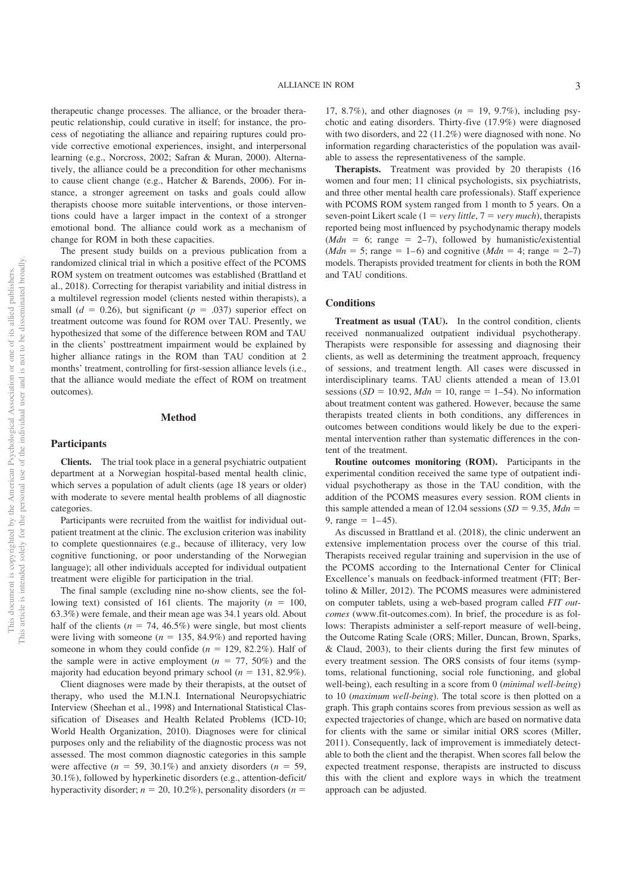therapeutic change processes. The alliance, or the broader therapeutic relationship, could curative in itself; for instance, the process of negotiating the alliance and repairing ruptures could provide corrective emotional experiences, insight, and interpersonal learning (e.g., Norcross, 2002; Safran & Muran, 2000). Alternatively, the alliance could be a precondition for other mechanisms to cause client change (e.g., Hatcher & Barends, 2006). For instance, a stronger agreement on tasks and goals could allow therapists choose more suitable interventions, or those interventions could have a larger impact in the context of a stronger emotional bond. The alliance could work as a mechanism of change for ROM in both these capacities.

The present study builds on a previous publication from a randomized clinical trial in which a positive effect of the PCOMS ROM system on treatment outcomes was established (Brattland et al., 2018). Correcting for therapist variability and initial distress in a multilevel regression model (clients nested within therapists), a small ($d = 0.26$), but significant ($p = .037$) superior effect on treatment outcome was found for ROM over TAU. Presently, we hypothesized that some of the difference between ROM and TAU in the clients' posttreatment impairment would be explained by higher alliance ratings in the ROM than TAU condition at 2 months' treatment, controlling for first-session alliance levels (i.e., that the alliance would mediate the effect of ROM on treatment outcomes).

## Method

### Participants

**Clients.** The trial took place in a general psychiatric outpatient department at a Norwegian hospital-based mental health clinic, which serves a population of adult clients (age 18 years or older) with moderate to severe mental health problems of all diagnostic categories.

Participants were recruited from the waitlist for individual outpatient treatment at the clinic. The exclusion criterion was inability to complete questionnaires (e.g., because of illiteracy, very low cognitive functioning, or poor understanding of the Norwegian language); all other individuals accepted for individual outpatient treatment were eligible for participation in the trial.

The final sample (excluding nine no-show clients, see the following text) consisted of 161 clients. The majority ($n = 100$, 63.3%) were female, and their mean age was 34.1 years old. About half of the clients ($n = 74$, 46.5%) were single, but most clients were living with someone ($n = 135$, 84.9%) and reported having someone in whom they could confide ($n = 129$, 82.2%). Half of the sample were in active employment ($n = 77$, 50%) and the majority had education beyond primary school ($n = 131$, 82.9%).

Client diagnoses were made by their therapists, at the outset of therapy, who used the M.I.N.I. International Neuropsychiatric Interview (Sheehan et al., 1998) and International Statistical Classification of Diseases and Health Related Problems (ICD-10; World Health Organization, 2010). Diagnoses were for clinical purposes only and the reliability of the diagnostic process was not assessed. The most common diagnostic categories in this sample were affective ($n = 59$, 30.1%) and anxiety disorders ($n = 59$, 30.1%), followed by hyperkinetic disorders (e.g., attention-deficit/hyperactivity disorder; $n = 20$, 10.2%), personality disorders ($n = 17$, 8.7%), and other diagnoses ($n = 19$, 9.7%), including psychotic and eating disorders. Thirty-five (17.9%) were diagnosed with two disorders, and 22 (11.2%) were diagnosed with none. No information regarding characteristics of the population was available to assess the representativeness of the sample.

**Therapists.** Treatment was provided by 20 therapists (16 women and four men; 11 clinical psychologists, six psychiatrists, and three other mental health care professionals). Staff experience with PCOMS ROM system ranged from 1 month to 5 years. On a seven-point Likert scale (1 = *very little*, 7 = *very much*), therapists reported being most influenced by psychodynamic therapy models ($Mdn = 6$; range = 2–7), followed by humanistic/existential ($Mdn = 5$; range = 1–6) and cognitive ($Mdn = 4$; range = 2–7) models. Therapists provided treatment for clients in both the ROM and TAU conditions.

### Conditions

**Treatment as usual (TAU).** In the control condition, clients received nonmanualized outpatient individual psychotherapy. Therapists were responsible for assessing and diagnosing their clients, as well as determining the treatment approach, frequency of sessions, and treatment length. All cases were discussed in interdisciplinary teams. TAU clients attended a mean of 13.01 sessions ($SD = 10.92$, $Mdn = 10$, range = 1–54). No information about treatment content was gathered. However, because the same therapists treated clients in both conditions, any differences in outcomes between conditions would likely be due to the experimental intervention rather than systematic differences in the content of the treatment.

**Routine outcomes monitoring (ROM).** Participants in the experimental condition received the same type of outpatient individual psychotherapy as those in the TAU condition, with the addition of the PCOMS measures every session. ROM clients in this sample attended a mean of 12.04 sessions ($SD = 9.35$, $Mdn = 9$, range = 1–45).

As discussed in Brattland et al. (2018), the clinic underwent an extensive implementation process over the course of this trial. Therapists received regular training and supervision in the use of the PCOMS according to the International Center for Clinical Excellence's manuals on feedback-informed treatment (FIT; Bertolino & Miller, 2012). The PCOMS measures were administered on computer tablets, using a web-based program called *FIT outcomes* (www.fit-outcomes.com). In brief, the procedure is as follows: Therapists administer a self-report measure of well-being, the Outcome Rating Scale (ORS; Miller, Duncan, Brown, Sparks, & Claud, 2003), to their clients during the first few minutes of every treatment session. The ORS consists of four items (symptoms, relational functioning, social role functioning, and global well-being), each resulting in a score from 0 (*minimal well-being*) to 10 (*maximum well-being*). The total score is then plotted on a graph. This graph contains scores from previous session as well as expected trajectories of change, which are based on normative data for clients with the same or similar initial ORS scores (Miller, 2011). Consequently, lack of improvement is immediately detectable to both the client and the therapist. When scores fall below the expected treatment response, therapists are instructed to discuss this with the client and explore ways in which the treatment approach can be adjusted.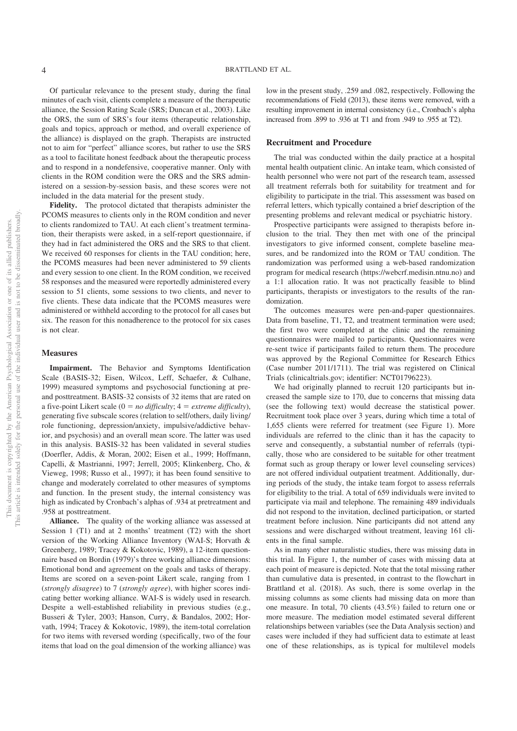Of particular relevance to the present study, during the final minutes of each visit, clients complete a measure of the therapeutic alliance, the Session Rating Scale (SRS; Duncan et al., 2003). Like the ORS, the sum of SRS's four items (therapeutic relationship, goals and topics, approach or method, and overall experience of the alliance) is displayed on the graph. Therapists are instructed not to aim for "perfect" alliance scores, but rather to use the SRS as a tool to facilitate honest feedback about the therapeutic process and to respond in a nondefensive, cooperative manner. Only with clients in the ROM condition were the ORS and the SRS administered on a session-by-session basis, and these scores were not included in the data material for the present study.

**Fidelity.** The protocol dictated that therapists administer the PCOMS measures to clients only in the ROM condition and never to clients randomized to TAU. At each client's treatment termination, their therapists were asked, in a self-report questionnaire, if they had in fact administered the ORS and the SRS to that client. We received 60 responses for clients in the TAU condition; here, the PCOMS measures had been never administered to 59 clients and every session to one client. In the ROM condition, we received 58 responses and the measured were reportedly administered every session to 51 clients, some sessions to two clients, and never to five clients. These data indicate that the PCOMS measures were administered or withheld according to the protocol for all cases but six. The reason for this nonadherence to the protocol for six cases is not clear.

## Measures

**Impairment.** The Behavior and Symptoms Identification Scale (BASIS-32; Eisen, Wilcox, Leff, Schaefer, & Culhane, 1999) measured symptoms and psychosocial functioning at pre- and posttreatment. BASIS-32 consists of 32 items that are rated on a five-point Likert scale (0 = *no difficulty*; 4 = *extreme difficulty*), generating five subscale scores (relation to self/others, daily living/role functioning, depression/anxiety, impulsive/addictive behavior, and psychosis) and an overall mean score. The latter was used in this analysis. BASIS-32 has been validated in several studies (Doerfler, Addis, & Moran, 2002; Eisen et al., 1999; Hoffmann, Capelli, & Mastrianni, 1997; Jerrell, 2005; Klinkenberg, Cho, & Vieweg, 1998; Russo et al., 1997); it has been found sensitive to change and moderately correlated to other measures of symptoms and function. In the present study, the internal consistency was high as indicated by Cronbach's alphas of .934 at pretreatment and .958 at posttreatment.

**Alliance.** The quality of the working alliance was assessed at Session 1 (T1) and at 2 months' treatment (T2) with the short version of the Working Alliance Inventory (WAI-S; Horvath & Greenberg, 1989; Tracey & Kokotovic, 1989), a 12-item questionnaire based on Bordin (1979)'s three working alliance dimensions: Emotional bond and agreement on the goals and tasks of therapy. Items are scored on a seven-point Likert scale, ranging from 1 (*strongly disagree*) to 7 (*strongly agree*), with higher scores indicating better working alliance. WAI-S is widely used in research. Despite a well-established reliability in previous studies (e.g., Busseri & Tyler, 2003; Hanson, Curry, & Bandalos, 2002; Horvath, 1994; Tracey & Kokotovic, 1989), the item-total correlation for two items with reversed wording (specifically, two of the four items that load on the goal dimension of the working alliance) was low in the present study, .259 and .082, respectively. Following the recommendations of Field (2013), these items were removed, with a resulting improvement in internal consistency (i.e., Cronbach's alpha increased from .899 to .936 at T1 and from .949 to .955 at T2).

## Recruitment and Procedure

The trial was conducted within the daily practice at a hospital mental health outpatient clinic. An intake team, which consisted of health personnel who were not part of the research team, assessed all treatment referrals both for suitability for treatment and for eligibility to participate in the trial. This assessment was based on referral letters, which typically contained a brief description of the presenting problems and relevant medical or psychiatric history.

Prospective participants were assigned to therapists before inclusion to the trial. They then met with one of the principal investigators to give informed consent, complete baseline measures, and be randomized into the ROM or TAU condition. The randomization was performed using a web-based randomization program for medical research (https://webcrf.medisin.ntnu.no) and a 1:1 allocation ratio. It was not practically feasible to blind participants, therapists or investigators to the results of the randomization.

The outcomes measures were pen-and-paper questionnaires. Data from baseline, T1, T2, and treatment termination were used; the first two were completed at the clinic and the remaining questionnaires were mailed to participants. Questionnaires were re-sent twice if participants failed to return them. The procedure was approved by the Regional Committee for Research Ethics (Case number 2011/1711). The trial was registered on Clinical Trials (clinicaltrials.gov; identifier: NCT01796223).

We had originally planned to recruit 120 participants but increased the sample size to 170, due to concerns that missing data (see the following text) would decrease the statistical power. Recruitment took place over 3 years, during which time a total of 1,655 clients were referred for treatment (see Figure 1). More individuals are referred to the clinic than it has the capacity to serve and consequently, a substantial number of referrals (typically, those who are considered to be suitable for other treatment format such as group therapy or lower level counseling services) are not offered individual outpatient treatment. Additionally, during periods of the study, the intake team forgot to assess referrals for eligibility to the trial. A total of 659 individuals were invited to participate via mail and telephone. The remaining 489 individuals did not respond to the invitation, declined participation, or started treatment before inclusion. Nine participants did not attend any sessions and were discharged without treatment, leaving 161 clients in the final sample.

As in many other naturalistic studies, there was missing data in this trial. In Figure 1, the number of cases with missing data at each point of measure is depicted. Note that the total missing rather than cumulative data is presented, in contrast to the flowchart in Brattland et al. (2018). As such, there is some overlap in the missing columns as some clients had missing data on more than one measure. In total, 70 clients (43.5%) failed to return one or more measure. The mediation model estimated several different relationships between variables (see the Data Analysis section) and cases were included if they had sufficient data to estimate at least one of these relationships, as is typical for multilevel models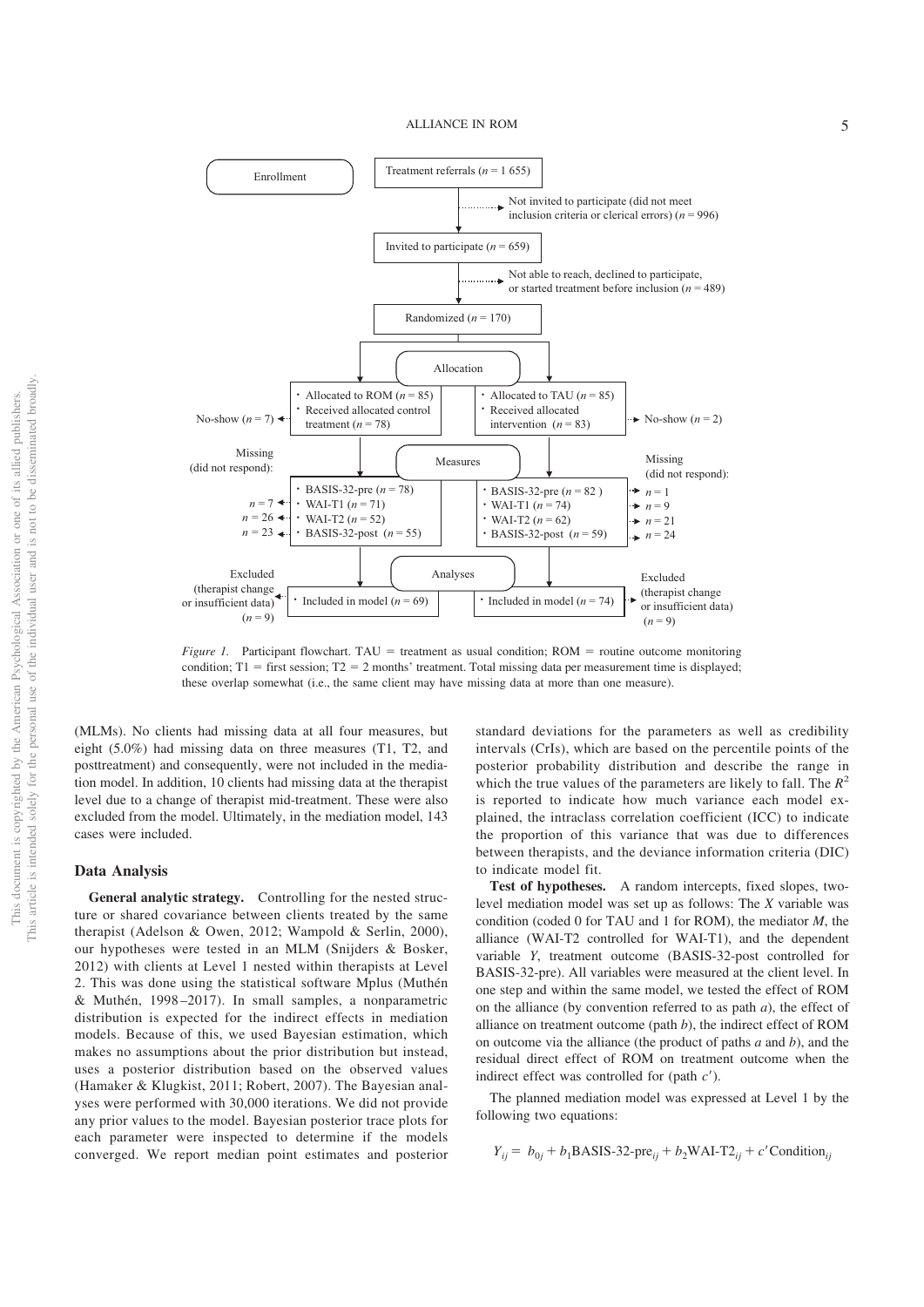Enrollment

- Treatment referrals ($n$ = 1 655)
  - Not invited to participate (did not meet inclusion criteria or clerical errors) ($n$ = 996)
- Invited to participate ($n$ = 659)
  - Not able to reach, declined to participate, or started treatment before inclusion ($n$ = 489)
- Randomized ($n$ = 170)

Allocation

- Allocated to ROM ($n$ = 85); Received allocated control treatment ($n$ = 78); No-show ($n$ = 7)
- Allocated to TAU ($n$ = 85); Received allocated intervention ($n$ = 83); No-show ($n$ = 2)

Measures

| Missing (did not respond) | ROM | TAU | Missing (did not respond) |
|---|---|---|---|
| | BASIS-32-pre ($n$ = 78) | BASIS-32-pre ($n$ = 82) | $n$ = 1 |
| $n$ = 7 | WAI-T1 ($n$ = 71) | WAI-T1 ($n$ = 74) | $n$ = 9 |
| $n$ = 26 | WAI-T2 ($n$ = 52) | WAI-T2 ($n$ = 62) | $n$ = 21 |
| $n$ = 23 | BASIS-32-post ($n$ = 55) | BASIS-32-post ($n$ = 59) | $n$ = 24 |

Analyses

- ROM: Included in model ($n$ = 69); Excluded (therapist change or insufficient data) ($n$ = 9)
- TAU: Included in model ($n$ = 74); Excluded (therapist change or insufficient data) ($n$ = 9)

*Figure 1.* Participant flowchart. TAU = treatment as usual condition; ROM = routine outcome monitoring condition; T1 = first session; T2 = 2 months' treatment. Total missing data per measurement time is displayed; these overlap somewhat (i.e., the same client may have missing data at more than one measure).

(MLMs). No clients had missing data at all four measures, but eight (5.0%) had missing data on three measures (T1, T2, and posttreatment) and consequently, were not included in the mediation model. In addition, 10 clients had missing data at the therapist level due to a change of therapist mid-treatment. These were also excluded from the model. Ultimately, in the mediation model, 143 cases were included.

## Data Analysis

**General analytic strategy.** Controlling for the nested structure or shared covariance between clients treated by the same therapist (Adelson & Owen, 2012; Wampold & Serlin, 2000), our hypotheses were tested in an MLM (Snijders & Bosker, 2012) with clients at Level 1 nested within therapists at Level 2. This was done using the statistical software Mplus (Muthén & Muthén, 1998–2017). In small samples, a nonparametric distribution is expected for the indirect effects in mediation models. Because of this, we used Bayesian estimation, which makes no assumptions about the prior distribution but instead, uses a posterior distribution based on the observed values (Hamaker & Klugkist, 2011; Robert, 2007). The Bayesian analyses were performed with 30,000 iterations. We did not provide any prior values to the model. Bayesian posterior trace plots for each parameter were inspected to determine if the models converged. We report median point estimates and posterior standard deviations for the parameters as well as credibility intervals (CrIs), which are based on the percentile points of the posterior probability distribution and describe the range in which the true values of the parameters are likely to fall. The $R^2$ is reported to indicate how much variance each model explained, the intraclass correlation coefficient (ICC) to indicate the proportion of this variance that was due to differences between therapists, and the deviance information criteria (DIC) to indicate model fit.

**Test of hypotheses.** A random intercepts, fixed slopes, two-level mediation model was set up as follows: The $X$ variable was condition (coded 0 for TAU and 1 for ROM), the mediator $M$, the alliance (WAI-T2 controlled for WAI-T1), and the dependent variable $Y$, treatment outcome (BASIS-32-post controlled for BASIS-32-pre). All variables were measured at the client level. In one step and within the same model, we tested the effect of ROM on the alliance (by convention referred to as path $a$), the effect of alliance on treatment outcome (path $b$), the indirect effect of ROM on outcome via the alliance (the product of paths $a$ and $b$), and the residual direct effect of ROM on treatment outcome when the indirect effect was controlled for (path $c'$).

The planned mediation model was expressed at Level 1 by the following two equations:

$$Y_{ij} = b_{0j} + b_1\text{BASIS-32-pre}_{ij} + b_2\text{WAI-T2}_{ij} + c'\text{Condition}_{ij}$$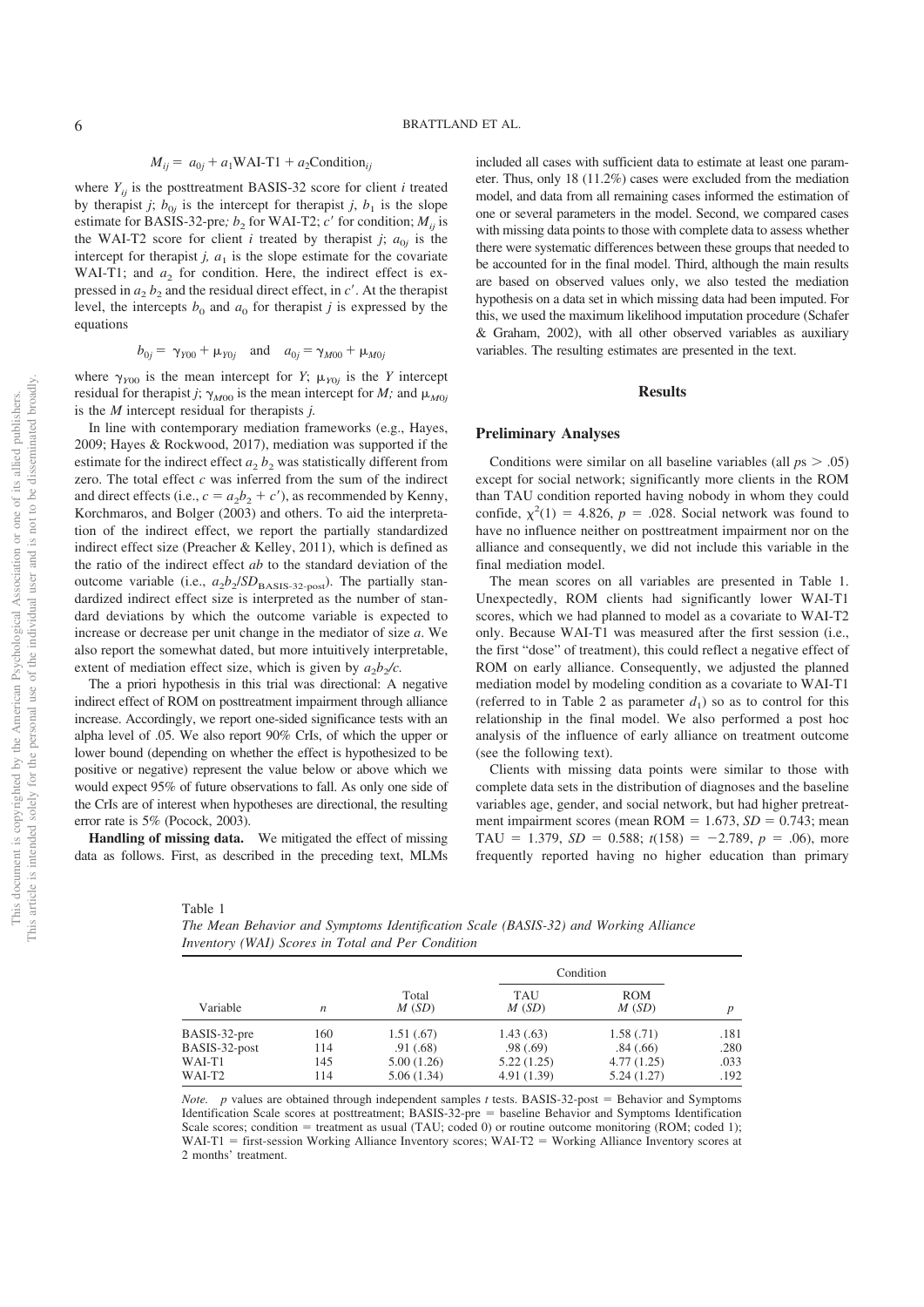$$M_{ij} = a_{0j} + a_1\text{WAI-T1} + a_2\text{Condition}_{ij}$$

where $Y_{ij}$ is the posttreatment BASIS-32 score for client $i$ treated by therapist $j$; $b_{0j}$ is the intercept for therapist $j$, $b_1$ is the slope estimate for BASIS-32-pre; $b_2$ for WAI-T2; $c'$ for condition; $M_{ij}$ is the WAI-T2 score for client $i$ treated by therapist $j$; $a_{0j}$ is the intercept for therapist $j$, $a_1$ is the slope estimate for the covariate WAI-T1; and $a_2$ for condition. Here, the indirect effect is expressed in $a_2\, b_2$ and the residual direct effect, in $c'$. At the therapist level, the intercepts $b_0$ and $a_0$ for therapist $j$ is expressed by the equations

$$b_{0j} = \gamma_{Y00} + \mu_{Y0j} \quad \text{and} \quad a_{0j} = \gamma_{M00} + \mu_{M0j}$$

where $\gamma_{Y00}$ is the mean intercept for $Y$; $\mu_{Y0j}$ is the $Y$ intercept residual for therapist $j$; $\gamma_{M00}$ is the mean intercept for $M$; and $\mu_{M0j}$ is the $M$ intercept residual for therapists $j$.

In line with contemporary mediation frameworks (e.g., Hayes, 2009; Hayes & Rockwood, 2017), mediation was supported if the estimate for the indirect effect $a_2\, b_2$ was statistically different from zero. The total effect $c$ was inferred from the sum of the indirect and direct effects (i.e., $c = a_2 b_2 + c'$), as recommended by Kenny, Korchmaros, and Bolger (2003) and others. To aid the interpretation of the indirect effect, we report the partially standardized indirect effect size (Preacher & Kelley, 2011), which is defined as the ratio of the indirect effect $ab$ to the standard deviation of the outcome variable (i.e., $a_2b_2/SD_{\text{BASIS-32-post}}$). The partially standardized indirect effect size is interpreted as the number of standard deviations by which the outcome variable is expected to increase or decrease per unit change in the mediator of size $a$. We also report the somewhat dated, but more intuitively interpretable, extent of mediation effect size, which is given by $a_2b_2/c$.

The a priori hypothesis in this trial was directional: A negative indirect effect of ROM on posttreatment impairment through alliance increase. Accordingly, we report one-sided significance tests with an alpha level of .05. We also report 90% CrIs, of which the upper or lower bound (depending on whether the effect is hypothesized to be positive or negative) represent the value below or above which we would expect 95% of future observations to fall. As only one side of the CrIs are of interest when hypotheses are directional, the resulting error rate is 5% (Pocock, 2003).

**Handling of missing data.** We mitigated the effect of missing data as follows. First, as described in the preceding text, MLMs included all cases with sufficient data to estimate at least one parameter. Thus, only 18 (11.2%) cases were excluded from the mediation model, and data from all remaining cases informed the estimation of one or several parameters in the model. Second, we compared cases with missing data points to those with complete data to assess whether there were systematic differences between these groups that needed to be accounted for in the final model. Third, although the main results are based on observed values only, we also tested the mediation hypothesis on a data set in which missing data had been imputed. For this, we used the maximum likelihood imputation procedure (Schafer & Graham, 2002), with all other observed variables as auxiliary variables. The resulting estimates are presented in the text.

## Results

### Preliminary Analyses

Conditions were similar on all baseline variables (all $ps > .05$) except for social network; significantly more clients in the ROM than TAU condition reported having nobody in whom they could confide, $\chi^2(1) = 4.826$, $p = .028$. Social network was found to have no influence neither on posttreatment impairment nor on the alliance and consequently, we did not include this variable in the final mediation model.

The mean scores on all variables are presented in Table 1. Unexpectedly, ROM clients had significantly lower WAI-T1 scores, which we had planned to model as a covariate to WAI-T2 only. Because WAI-T1 was measured after the first session (i.e., the first "dose" of treatment), this could reflect a negative effect of ROM on early alliance. Consequently, we adjusted the planned mediation model by modeling condition as a covariate to WAI-T1 (referred to in Table 2 as parameter $d_1$) so as to control for this relationship in the final model. We also performed a post hoc analysis of the influence of early alliance on treatment outcome (see the following text).

Clients with missing data points were similar to those with complete data sets in the distribution of diagnoses and the baseline variables age, gender, and social network, but had higher pretreatment impairment scores (mean ROM = 1.673, $SD$ = 0.743; mean TAU = 1.379, $SD$ = 0.588; $t(158) = -2.789$, $p = .06$), more frequently reported having no higher education than primary

Table 1
*The Mean Behavior and Symptoms Identification Scale (BASIS-32) and Working Alliance Inventory (WAI) Scores in Total and Per Condition*

| Variable | $n$ | Total $M$ ($SD$) | Condition | | $p$ |
|---|---|---|---|---|---|
| | | | TAU $M$ ($SD$) | ROM $M$ ($SD$) | |
| BASIS-32-pre | 160 | 1.51 (.67) | 1.43 (.63) | 1.58 (.71) | .181 |
| BASIS-32-post | 114 | .91 (.68) | .98 (.69) | .84 (.66) | .280 |
| WAI-T1 | 145 | 5.00 (1.26) | 5.22 (1.25) | 4.77 (1.25) | .033 |
| WAI-T2 | 114 | 5.06 (1.34) | 4.91 (1.39) | 5.24 (1.27) | .192 |

*Note.* $p$ values are obtained through independent samples $t$ tests. BASIS-32-post = Behavior and Symptoms Identification Scale scores at posttreatment; BASIS-32-pre = baseline Behavior and Symptoms Identification Scale scores; condition = treatment as usual (TAU; coded 0) or routine outcome monitoring (ROM; coded 1); WAI-T1 = first-session Working Alliance Inventory scores; WAI-T2 = Working Alliance Inventory scores at 2 months' treatment.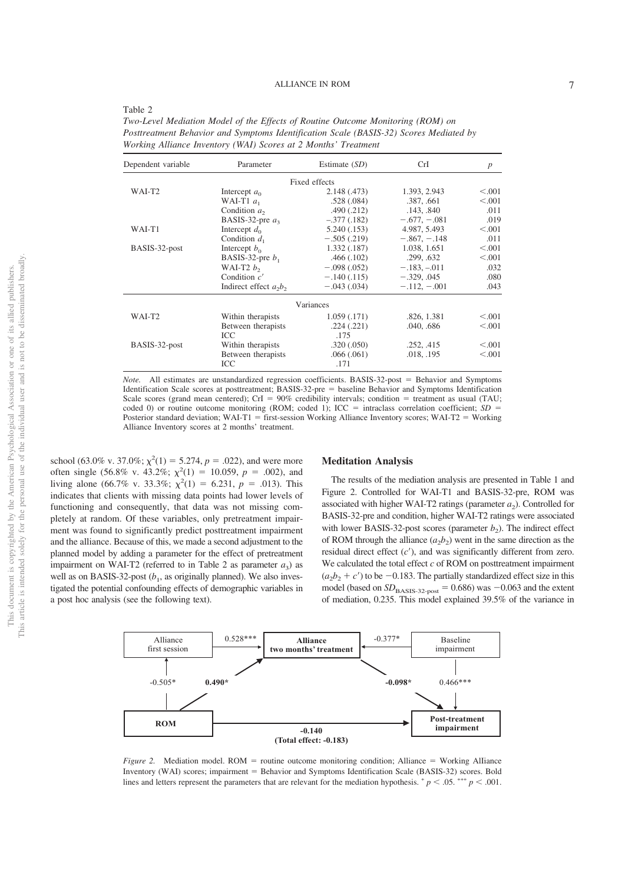Table 2

*Two-Level Mediation Model of the Effects of Routine Outcome Monitoring (ROM) on Posttreatment Behavior and Symptoms Identification Scale (BASIS-32) Scores Mediated by Working Alliance Inventory (WAI) Scores at 2 Months' Treatment*

| Dependent variable | Parameter | Estimate (*SD*) | CrI | *p* |
|---|---|---|---|---|
| | | Fixed effects | | |
| WAI-T2 | Intercept $a_0$ | 2.148 (.473) | 1.393, 2.943 | <.001 |
| | WAI-T1 $a_1$ | .528 (.084) | .387, .661 | <.001 |
| | Condition $a_2$ | .490 (.212) | .143, .840 | .011 |
| | BASIS-32-pre $a_3$ | −.377 (.182) | −.677, −.081 | .019 |
| WAI-T1 | Intercept $d_0$ | 5.240 (.153) | 4.987, 5.493 | <.001 |
| | Condition $d_1$ | −.505 (.219) | −.867, −.148 | .011 |
| BASIS-32-post | Intercept $b_0$ | 1.332 (.187) | 1.038, 1.651 | <.001 |
| | BASIS-32-pre $b_1$ | .466 (.102) | .299, .632 | <.001 |
| | WAI-T2 $b_2$ | −.098 (.052) | −.183, −.011 | .032 |
| | Condition $c'$ | −.140 (.115) | −.329, .045 | .080 |
| | Indirect effect $a_2b_2$ | −.043 (.034) | −.112, −.001 | .043 |
| | | Variances | | |
| WAI-T2 | Within therapists | 1.059 (.171) | .826, 1.381 | <.001 |
| | Between therapists | .224 (.221) | .040, .686 | <.001 |
| | ICC | .175 | | |
| BASIS-32-post | Within therapists | .320 (.050) | .252, .415 | <.001 |
| | Between therapists | .066 (.061) | .018, .195 | <.001 |
| | ICC | .171 | | |

*Note.* All estimates are unstandardized regression coefficients. BASIS-32-post = Behavior and Symptoms Identification Scale scores at posttreatment; BASIS-32-pre = baseline Behavior and Symptoms Identification Scale scores (grand mean centered); CrI = 90% credibility intervals; condition = treatment as usual (TAU; coded 0) or routine outcome monitoring (ROM; coded 1); ICC = intraclass correlation coefficient; *SD* = Posterior standard deviation; WAI-T1 = first-session Working Alliance Inventory scores; WAI-T2 = Working Alliance Inventory scores at 2 months' treatment.

school (63.0% v. 37.0%; $\chi^2(1) = 5.274$, $p = .022$), and were more often single (56.8% v. 43.2%; $\chi^2(1) = 10.059$, $p = .002$), and living alone (66.7% v. 33.3%; $\chi^2(1) = 6.231$, $p = .013$). This indicates that clients with missing data points had lower levels of functioning and consequently, that data was not missing completely at random. Of these variables, only pretreatment impairment was found to significantly predict posttreatment impairment and the alliance. Because of this, we made a second adjustment to the planned model by adding a parameter for the effect of pretreatment impairment on WAI-T2 (referred to in Table 2 as parameter $a_3$) as well as on BASIS-32-post ($b_1$, as originally planned). We also investigated the potential confounding effects of demographic variables in a post hoc analysis (see the following text).

## Meditation Analysis

The results of the mediation analysis are presented in Table 1 and Figure 2. Controlled for WAI-T1 and BASIS-32-pre, ROM was associated with higher WAI-T2 ratings (parameter $a_2$). Controlled for BASIS-32-pre and condition, higher WAI-T2 ratings were associated with lower BASIS-32-post scores (parameter $b_2$). The indirect effect of ROM through the alliance ($a_2b_2$) went in the same direction as the residual direct effect ($c'$), and was significantly different from zero. We calculated the total effect $c$ of ROM on posttreatment impairment ($a_2b_2 + c'$) to be −0.183. The partially standardized effect size in this model (based on $SD_{\text{BASIS-32-post}} = 0.686$) was −0.063 and the extent of mediation, 0.235. This model explained 39.5% of the variance in

*Figure 2.* Mediation model. ROM = routine outcome monitoring condition; Alliance = Working Alliance Inventory (WAI) scores; impairment = Behavior and Symptoms Identification Scale (BASIS-32) scores. Bold lines and letters represent the parameters that are relevant for the mediation hypothesis. * $p < .05$. *** $p < .001$.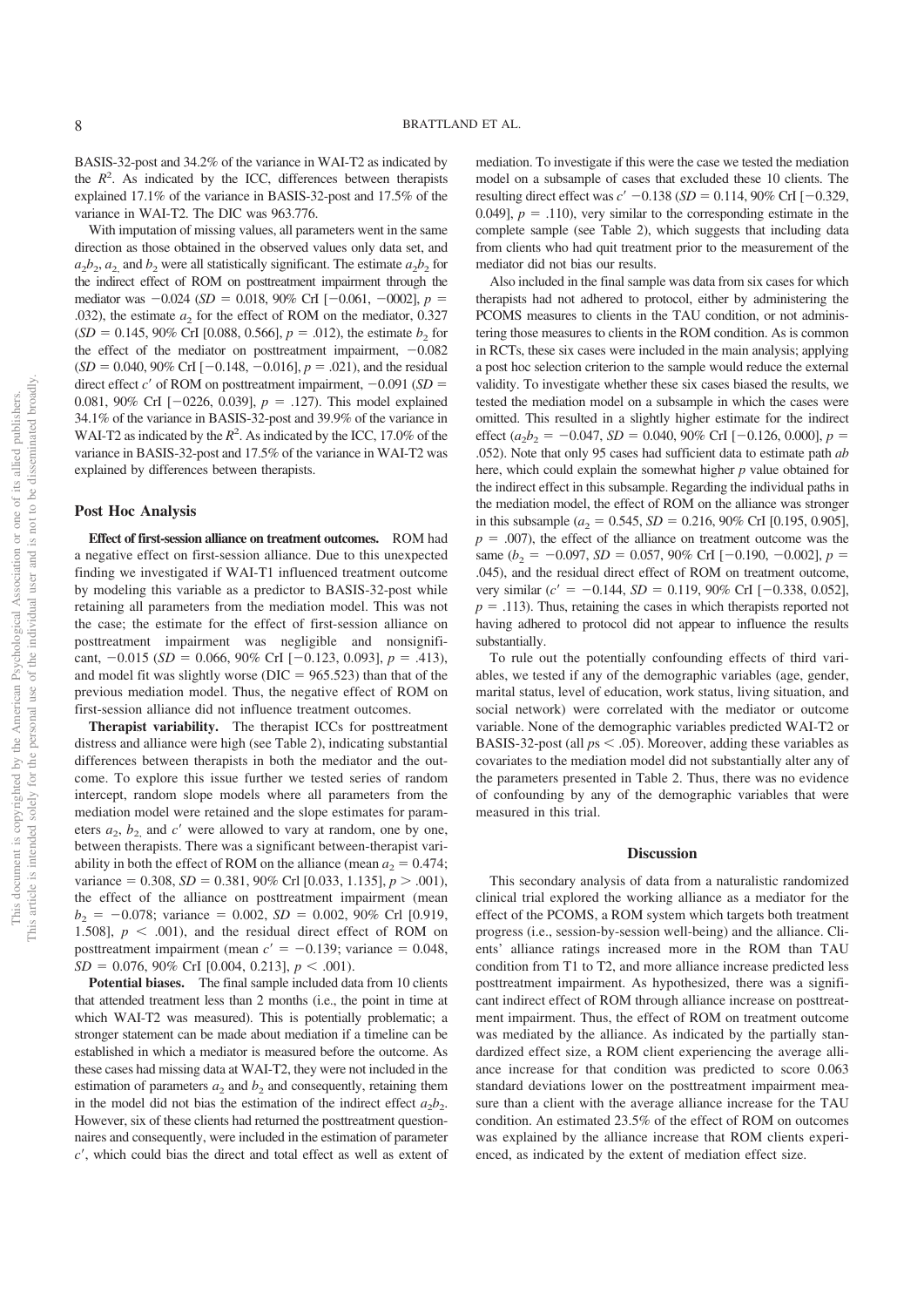BASIS-32-post and 34.2% of the variance in WAI-T2 as indicated by the $R^2$. As indicated by the ICC, differences between therapists explained 17.1% of the variance in BASIS-32-post and 17.5% of the variance in WAI-T2. The DIC was 963.776.

With imputation of missing values, all parameters went in the same direction as those obtained in the observed values only data set, and $a_2b_2$, $a_2$, and $b_2$ were all statistically significant. The estimate $a_2b_2$ for the indirect effect of ROM on posttreatment impairment through the mediator was −0.024 ($SD$ = 0.018, 90% CrI [−0.061, −0002], $p$ = .032), the estimate $a_2$ for the effect of ROM on the mediator, 0.327 ($SD$ = 0.145, 90% CrI [0.088, 0.566], $p$ = .012), the estimate $b_2$ for the effect of the mediator on posttreatment impairment, −0.082 ($SD$ = 0.040, 90% CrI [−0.148, −0.016], $p$ = .021), and the residual direct effect $c'$ of ROM on posttreatment impairment, −0.091 ($SD$ = 0.081, 90% CrI [−0226, 0.039], $p$ = .127). This model explained 34.1% of the variance in BASIS-32-post and 39.9% of the variance in WAI-T2 as indicated by the $R^2$. As indicated by the ICC, 17.0% of the variance in BASIS-32-post and 17.5% of the variance in WAI-T2 was explained by differences between therapists.

## Post Hoc Analysis

**Effect of first-session alliance on treatment outcomes.** ROM had a negative effect on first-session alliance. Due to this unexpected finding we investigated if WAI-T1 influenced treatment outcome by modeling this variable as a predictor to BASIS-32-post while retaining all parameters from the mediation model. This was not the case; the estimate for the effect of first-session alliance on posttreatment impairment was negligible and nonsignificant, −0.015 ($SD$ = 0.066, 90% CrI [−0.123, 0.093], $p$ = .413), and model fit was slightly worse (DIC = 965.523) than that of the previous mediation model. Thus, the negative effect of ROM on first-session alliance did not influence treatment outcomes.

**Therapist variability.** The therapist ICCs for posttreatment distress and alliance were high (see Table 2), indicating substantial differences between therapists in both the mediator and the outcome. To explore this issue further we tested series of random intercept, random slope models where all parameters from the mediation model were retained and the slope estimates for parameters $a_2$, $b_2$, and $c'$ were allowed to vary at random, one by one, between therapists. There was a significant between-therapist variability in both the effect of ROM on the alliance (mean $a_2$ = 0.474; variance = 0.308, $SD$ = 0.381, 90% CrI [0.033, 1.135], $p > .001$), the effect of the alliance on posttreatment impairment (mean $b_2$ = −0.078; variance = 0.002, $SD$ = 0.002, 90% CrI [0.919, 1.508], $p < .001$), and the residual direct effect of ROM on posttreatment impairment (mean $c'$ = −0.139; variance = 0.048, $SD$ = 0.076, 90% CrI [0.004, 0.213], $p < .001$).

**Potential biases.** The final sample included data from 10 clients that attended treatment less than 2 months (i.e., the point in time at which WAI-T2 was measured). This is potentially problematic; a stronger statement can be made about mediation if a timeline can be established in which a mediator is measured before the outcome. As these cases had missing data at WAI-T2, they were not included in the estimation of parameters $a_2$ and $b_2$ and consequently, retaining them in the model did not bias the estimation of the indirect effect $a_2b_2$. However, six of these clients had returned the posttreatment questionnaires and consequently, were included in the estimation of parameter $c'$, which could bias the direct and total effect as well as extent of mediation. To investigate if this were the case we tested the mediation model on a subsample of cases that excluded these 10 clients. The resulting direct effect was $c'$ −0.138 ($SD$ = 0.114, 90% CrI [−0.329, 0.049], $p$ = .110), very similar to the corresponding estimate in the complete sample (see Table 2), which suggests that including data from clients who had quit treatment prior to the measurement of the mediator did not bias our results.

Also included in the final sample was data from six cases for which therapists had not adhered to protocol, either by administering the PCOMS measures to clients in the TAU condition, or not administering those measures to clients in the ROM condition. As is common in RCTs, these six cases were included in the main analysis; applying a post hoc selection criterion to the sample would reduce the external validity. To investigate whether these six cases biased the results, we tested the mediation model on a subsample in which the cases were omitted. This resulted in a slightly higher estimate for the indirect effect ($a_2b_2$ = −0.047, $SD$ = 0.040, 90% CrI [−0.126, 0.000], $p$ = .052). Note that only 95 cases had sufficient data to estimate path *ab* here, which could explain the somewhat higher $p$ value obtained for the indirect effect in this subsample. Regarding the individual paths in the mediation model, the effect of ROM on the alliance was stronger in this subsample ($a_2$ = 0.545, $SD$ = 0.216, 90% CrI [0.195, 0.905], $p$ = .007), the effect of the alliance on treatment outcome was the same ($b_2$ = −0.097, $SD$ = 0.057, 90% CrI [−0.190, −0.002], $p$ = .045), and the residual direct effect of ROM on treatment outcome, very similar ($c'$ = −0.144, $SD$ = 0.119, 90% CrI [−0.338, 0.052], $p$ = .113). Thus, retaining the cases in which therapists reported not having adhered to protocol did not appear to influence the results substantially.

To rule out the potentially confounding effects of third variables, we tested if any of the demographic variables (age, gender, marital status, level of education, work status, living situation, and social network) were correlated with the mediator or outcome variable. None of the demographic variables predicted WAI-T2 or BASIS-32-post (all $p$s < .05). Moreover, adding these variables as covariates to the mediation model did not substantially alter any of the parameters presented in Table 2. Thus, there was no evidence of confounding by any of the demographic variables that were measured in this trial.

# Discussion

This secondary analysis of data from a naturalistic randomized clinical trial explored the working alliance as a mediator for the effect of the PCOMS, a ROM system which targets both treatment progress (i.e., session-by-session well-being) and the alliance. Clients' alliance ratings increased more in the ROM than TAU condition from T1 to T2, and more alliance increase predicted less posttreatment impairment. As hypothesized, there was a significant indirect effect of ROM through alliance increase on posttreatment impairment. Thus, the effect of ROM on treatment outcome was mediated by the alliance. As indicated by the partially standardized effect size, a ROM client experiencing the average alliance increase for that condition was predicted to score 0.063 standard deviations lower on the posttreatment impairment measure than a client with the average alliance increase for the TAU condition. An estimated 23.5% of the effect of ROM on outcomes was explained by the alliance increase that ROM clients experienced, as indicated by the extent of mediation effect size.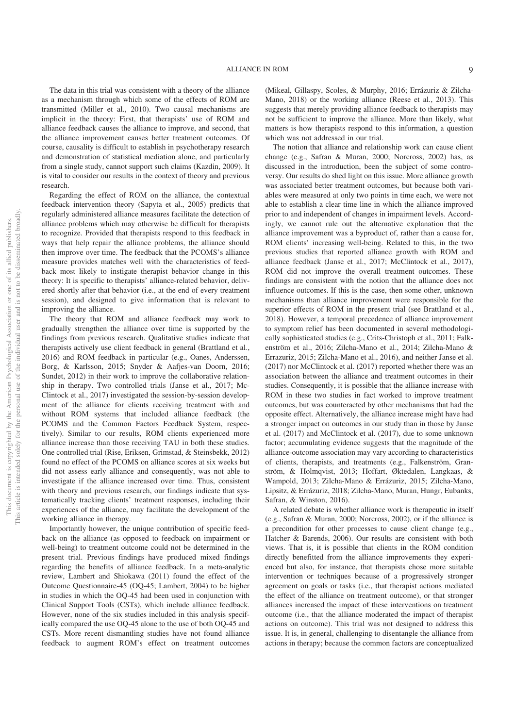The data in this trial was consistent with a theory of the alliance as a mechanism through which some of the effects of ROM are transmitted (Miller et al., 2010). Two causal mechanisms are implicit in the theory: First, that therapists' use of ROM and alliance feedback causes the alliance to improve, and second, that the alliance improvement causes better treatment outcomes. Of course, causality is difficult to establish in psychotherapy research and demonstration of statistical mediation alone, and particularly from a single study, cannot support such claims (Kazdin, 2009). It is vital to consider our results in the context of theory and previous research.

Regarding the effect of ROM on the alliance, the contextual feedback intervention theory (Sapyta et al., 2005) predicts that regularly administered alliance measures facilitate the detection of alliance problems which may otherwise be difficult for therapists to recognize. Provided that therapists respond to this feedback in ways that help repair the alliance problems, the alliance should then improve over time. The feedback that the PCOMS's alliance measure provides matches well with the characteristics of feedback most likely to instigate therapist behavior change in this theory: It is specific to therapists' alliance-related behavior, delivered shortly after that behavior (i.e., at the end of every treatment session), and designed to give information that is relevant to improving the alliance.

The theory that ROM and alliance feedback may work to gradually strengthen the alliance over time is supported by the findings from previous research. Qualitative studies indicate that therapists actively use client feedback in general (Brattland et al., 2016) and ROM feedback in particular (e.g., Oanes, Anderssen, Borg, & Karlsson, 2015; Snyder & Aafjes-van Doorn, 2016; Sundet, 2012) in their work to improve the collaborative relationship in therapy. Two controlled trials (Janse et al., 2017; McClintock et al., 2017) investigated the session-by-session development of the alliance for clients receiving treatment with and without ROM systems that included alliance feedback (the PCOMS and the Common Factors Feedback System, respectively). Similar to our results, ROM clients experienced more alliance increase than those receiving TAU in both these studies. One controlled trial (Rise, Eriksen, Grimstad, & Steinsbekk, 2012) found no effect of the PCOMS on alliance scores at six weeks but did not assess early alliance and consequently, was not able to investigate if the alliance increased over time. Thus, consistent with theory and previous research, our findings indicate that systematically tracking clients' treatment responses, including their experiences of the alliance, may facilitate the development of the working alliance in therapy.

Importantly however, the unique contribution of specific feedback on the alliance (as opposed to feedback on impairment or well-being) to treatment outcome could not be determined in the present trial. Previous findings have produced mixed findings regarding the benefits of alliance feedback. In a meta-analytic review, Lambert and Shiokawa (2011) found the effect of the Outcome Questionnaire-45 (OQ-45; Lambert, 2004) to be higher in studies in which the OQ-45 had been used in conjunction with Clinical Support Tools (CSTs), which include alliance feedback. However, none of the six studies included in this analysis specifically compared the use OQ-45 alone to the use of both OQ-45 and CSTs. More recent dismantling studies have not found alliance feedback to augment ROM's effect on treatment outcomes (Mikeal, Gillaspy, Scoles, & Murphy, 2016; Errázuriz & Zilcha-Mano, 2018) or the working alliance (Reese et al., 2013). This suggests that merely providing alliance feedback to therapists may not be sufficient to improve the alliance. More than likely, what matters is how therapists respond to this information, a question which was not addressed in our trial.

The notion that alliance and relationship work can cause client change (e.g., Safran & Muran, 2000; Norcross, 2002) has, as discussed in the introduction, been the subject of some controversy. Our results do shed light on this issue. More alliance growth was associated better treatment outcomes, but because both variables were measured at only two points in time each, we were not able to establish a clear time line in which the alliance improved prior to and independent of changes in impairment levels. Accordingly, we cannot rule out the alternative explanation that the alliance improvement was a byproduct of, rather than a cause for, ROM clients' increasing well-being. Related to this, in the two previous studies that reported alliance growth with ROM and alliance feedback (Janse et al., 2017; McClintock et al., 2017), ROM did not improve the overall treatment outcomes. These findings are consistent with the notion that the alliance does not influence outcomes. If this is the case, then some other, unknown mechanisms than alliance improvement were responsible for the superior effects of ROM in the present trial (see Brattland et al., 2018). However, a temporal precedence of alliance improvement to symptom relief has been documented in several methodologically sophisticated studies (e.g., Crits-Christoph et al., 2011; Falkenström et al., 2016; Zilcha-Mano et al., 2014; Zilcha-Mano & Errazuriz, 2015; Zilcha-Mano et al., 2016), and neither Janse et al. (2017) nor McClintock et al. (2017) reported whether there was an association between the alliance and treatment outcomes in their studies. Consequently, it is possible that the alliance increase with ROM in these two studies in fact worked to improve treatment outcomes, but was counteracted by other mechanisms that had the opposite effect. Alternatively, the alliance increase might have had a stronger impact on outcomes in our study than in those by Janse et al. (2017) and McClintock et al. (2017), due to some unknown factor; accumulating evidence suggests that the magnitude of the alliance-outcome association may vary according to characteristics of clients, therapists, and treatments (e.g., Falkenström, Granström, & Holmqvist, 2013; Hoffart, Øktedalen, Langkaas, & Wampold, 2013; Zilcha-Mano & Errázuriz, 2015; Zilcha-Mano, Lipsitz, & Errázuriz, 2018; Zilcha-Mano, Muran, Hungr, Eubanks, Safran, & Winston, 2016).

A related debate is whether alliance work is therapeutic in itself (e.g., Safran & Muran, 2000; Norcross, 2002), or if the alliance is a precondition for other processes to cause client change (e.g., Hatcher & Barends, 2006). Our results are consistent with both views. That is, it is possible that clients in the ROM condition directly benefitted from the alliance improvements they experienced but also, for instance, that therapists chose more suitable intervention or techniques because of a progressively stronger agreement on goals or tasks (i.e., that therapist actions mediated the effect of the alliance on treatment outcome), or that stronger alliances increased the impact of these interventions on treatment outcome (i.e., that the alliance moderated the impact of therapist actions on outcome). This trial was not designed to address this issue. It is, in general, challenging to disentangle the alliance from actions in therapy; because the common factors are conceptualized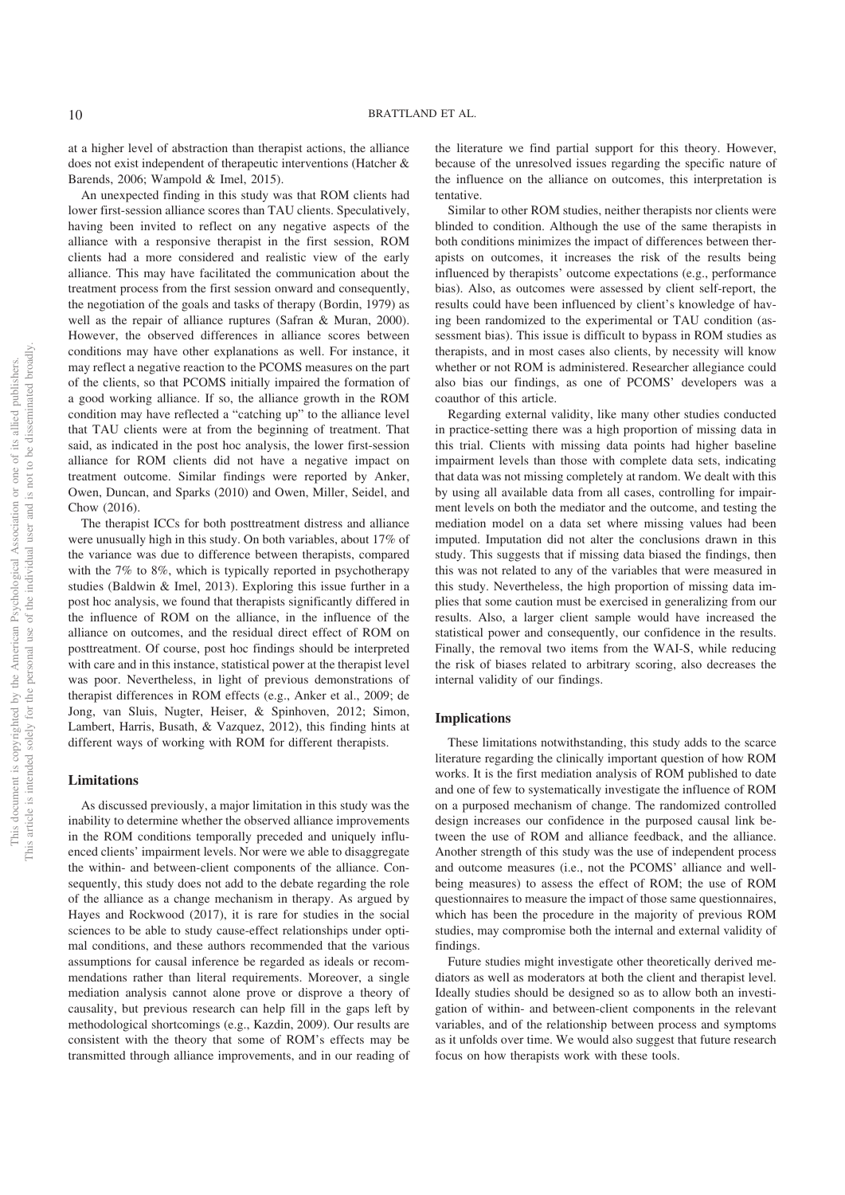at a higher level of abstraction than therapist actions, the alliance does not exist independent of therapeutic interventions (Hatcher & Barends, 2006; Wampold & Imel, 2015).

An unexpected finding in this study was that ROM clients had lower first-session alliance scores than TAU clients. Speculatively, having been invited to reflect on any negative aspects of the alliance with a responsive therapist in the first session, ROM clients had a more considered and realistic view of the early alliance. This may have facilitated the communication about the treatment process from the first session onward and consequently, the negotiation of the goals and tasks of therapy (Bordin, 1979) as well as the repair of alliance ruptures (Safran & Muran, 2000). However, the observed differences in alliance scores between conditions may have other explanations as well. For instance, it may reflect a negative reaction to the PCOMS measures on the part of the clients, so that PCOMS initially impaired the formation of a good working alliance. If so, the alliance growth in the ROM condition may have reflected a "catching up" to the alliance level that TAU clients were at from the beginning of treatment. That said, as indicated in the post hoc analysis, the lower first-session alliance for ROM clients did not have a negative impact on treatment outcome. Similar findings were reported by Anker, Owen, Duncan, and Sparks (2010) and Owen, Miller, Seidel, and Chow (2016).

The therapist ICCs for both posttreatment distress and alliance were unusually high in this study. On both variables, about 17% of the variance was due to difference between therapists, compared with the 7% to 8%, which is typically reported in psychotherapy studies (Baldwin & Imel, 2013). Exploring this issue further in a post hoc analysis, we found that therapists significantly differed in the influence of ROM on the alliance, in the influence of the alliance on outcomes, and the residual direct effect of ROM on posttreatment. Of course, post hoc findings should be interpreted with care and in this instance, statistical power at the therapist level was poor. Nevertheless, in light of previous demonstrations of therapist differences in ROM effects (e.g., Anker et al., 2009; de Jong, van Sluis, Nugter, Heiser, & Spinhoven, 2012; Simon, Lambert, Harris, Busath, & Vazquez, 2012), this finding hints at different ways of working with ROM for different therapists.

## Limitations

As discussed previously, a major limitation in this study was the inability to determine whether the observed alliance improvements in the ROM conditions temporally preceded and uniquely influenced clients' impairment levels. Nor were we able to disaggregate the within- and between-client components of the alliance. Consequently, this study does not add to the debate regarding the role of the alliance as a change mechanism in therapy. As argued by Hayes and Rockwood (2017), it is rare for studies in the social sciences to be able to study cause-effect relationships under optimal conditions, and these authors recommended that the various assumptions for causal inference be regarded as ideals or recommendations rather than literal requirements. Moreover, a single mediation analysis cannot alone prove or disprove a theory of causality, but previous research can help fill in the gaps left by methodological shortcomings (e.g., Kazdin, 2009). Our results are consistent with the theory that some of ROM's effects may be transmitted through alliance improvements, and in our reading of the literature we find partial support for this theory. However, because of the unresolved issues regarding the specific nature of the influence on the alliance on outcomes, this interpretation is tentative.

Similar to other ROM studies, neither therapists nor clients were blinded to condition. Although the use of the same therapists in both conditions minimizes the impact of differences between therapists on outcomes, it increases the risk of the results being influenced by therapists' outcome expectations (e.g., performance bias). Also, as outcomes were assessed by client self-report, the results could have been influenced by client's knowledge of having been randomized to the experimental or TAU condition (assessment bias). This issue is difficult to bypass in ROM studies as therapists, and in most cases also clients, by necessity will know whether or not ROM is administered. Researcher allegiance could also bias our findings, as one of PCOMS' developers was a coauthor of this article.

Regarding external validity, like many other studies conducted in practice-setting there was a high proportion of missing data in this trial. Clients with missing data points had higher baseline impairment levels than those with complete data sets, indicating that data was not missing completely at random. We dealt with this by using all available data from all cases, controlling for impairment levels on both the mediator and the outcome, and testing the mediation model on a data set where missing values had been imputed. Imputation did not alter the conclusions drawn in this study. This suggests that if missing data biased the findings, then this was not related to any of the variables that were measured in this study. Nevertheless, the high proportion of missing data implies that some caution must be exercised in generalizing from our results. Also, a larger client sample would have increased the statistical power and consequently, our confidence in the results. Finally, the removal two items from the WAI-S, while reducing the risk of biases related to arbitrary scoring, also decreases the internal validity of our findings.

## Implications

These limitations notwithstanding, this study adds to the scarce literature regarding the clinically important question of how ROM works. It is the first mediation analysis of ROM published to date and one of few to systematically investigate the influence of ROM on a purposed mechanism of change. The randomized controlled design increases our confidence in the purposed causal link between the use of ROM and alliance feedback, and the alliance. Another strength of this study was the use of independent process and outcome measures (i.e., not the PCOMS' alliance and well-being measures) to assess the effect of ROM; the use of ROM questionnaires to measure the impact of those same questionnaires, which has been the procedure in the majority of previous ROM studies, may compromise both the internal and external validity of findings.

Future studies might investigate other theoretically derived mediators as well as moderators at both the client and therapist level. Ideally studies should be designed so as to allow both an investigation of within- and between-client components in the relevant variables, and of the relationship between process and symptoms as it unfolds over time. We would also suggest that future research focus on how therapists work with these tools.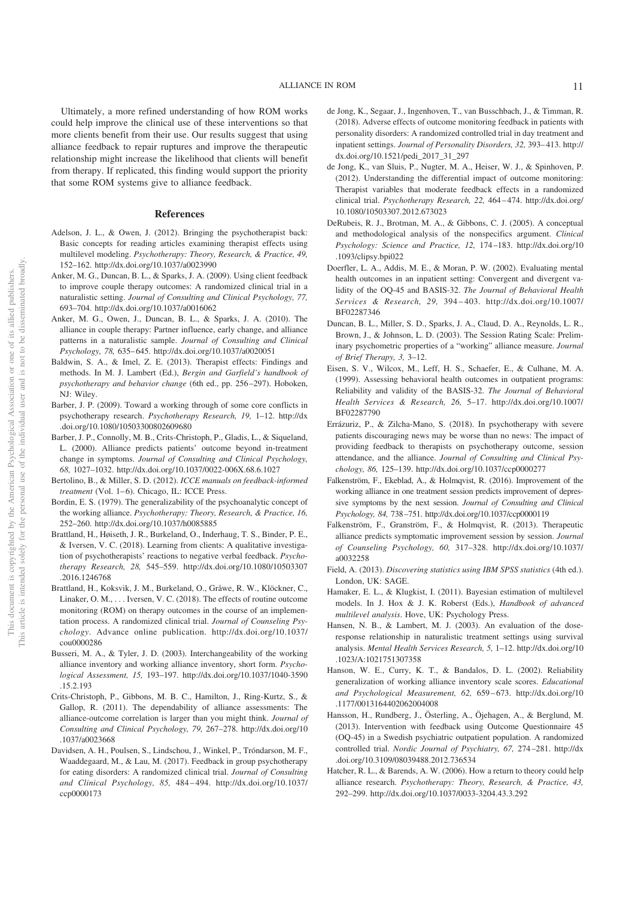Ultimately, a more refined understanding of how ROM works could help improve the clinical use of these interventions so that more clients benefit from their use. Our results suggest that using alliance feedback to repair ruptures and improve the therapeutic relationship might increase the likelihood that clients will benefit from therapy. If replicated, this finding would support the priority that some ROM systems give to alliance feedback.

## References

Adelson, J. L., & Owen, J. (2012). Bringing the psychotherapist back: Basic concepts for reading articles examining therapist effects using multilevel modeling. *Psychotherapy: Theory, Research, & Practice, 49,* 152–162. http://dx.doi.org/10.1037/a0023990

Anker, M. G., Duncan, B. L., & Sparks, J. A. (2009). Using client feedback to improve couple therapy outcomes: A randomized clinical trial in a naturalistic setting. *Journal of Consulting and Clinical Psychology, 77,* 693–704. http://dx.doi.org/10.1037/a0016062

Anker, M. G., Owen, J., Duncan, B. L., & Sparks, J. A. (2010). The alliance in couple therapy: Partner influence, early change, and alliance patterns in a naturalistic sample. *Journal of Consulting and Clinical Psychology, 78,* 635–645. http://dx.doi.org/10.1037/a0020051

Baldwin, S. A., & Imel, Z. E. (2013). Therapist effects: Findings and methods. In M. J. Lambert (Ed.), *Bergin and Garfield's handbook of psychotherapy and behavior change* (6th ed., pp. 256–297). Hoboken, NJ: Wiley.

Barber, J. P. (2009). Toward a working through of some core conflicts in psychotherapy research. *Psychotherapy Research, 19,* 1–12. http://dx.doi.org/10.1080/10503300802609680

Barber, J. P., Connolly, M. B., Crits-Christoph, P., Gladis, L., & Siqueland, L. (2000). Alliance predicts patients' outcome beyond in-treatment change in symptoms. *Journal of Consulting and Clinical Psychology, 68,* 1027–1032. http://dx.doi.org/10.1037/0022-006X.68.6.1027

Bertolino, B., & Miller, S. D. (2012). *ICCE manuals on feedback-informed treatment* (Vol. 1–6). Chicago, IL: ICCE Press.

Bordin, E. S. (1979). The generalizability of the psychoanalytic concept of the working alliance. *Psychotherapy: Theory, Research, & Practice, 16,* 252–260. http://dx.doi.org/10.1037/h0085885

Brattland, H., Høiseth, J. R., Burkeland, O., Inderhaug, T. S., Binder, P. E., & Iversen, V. C. (2018). Learning from clients: A qualitative investigation of psychotherapists' reactions to negative verbal feedback. *Psychotherapy Research, 28,* 545–559. http://dx.doi.org/10.1080/10503307.2016.1246768

Brattland, H., Koksvik, J. M., Burkeland, O., Gråwe, R. W., Klöckner, C., Linaker, O. M., . . . Iversen, V. C. (2018). The effects of routine outcome monitoring (ROM) on therapy outcomes in the course of an implementation process. A randomized clinical trial. *Journal of Counseling Psychology*. Advance online publication. http://dx.doi.org/10.1037/cou0000286

Busseri, M. A., & Tyler, J. D. (2003). Interchangeability of the working alliance inventory and working alliance inventory, short form. *Psychological Assessment, 15,* 193–197. http://dx.doi.org/10.1037/1040-3590.15.2.193

Crits-Christoph, P., Gibbons, M. B. C., Hamilton, J., Ring-Kurtz, S., & Gallop, R. (2011). The dependability of alliance assessments: The alliance-outcome correlation is larger than you might think. *Journal of Consulting and Clinical Psychology, 79,* 267–278. http://dx.doi.org/10.1037/a0023668

Davidsen, A. H., Poulsen, S., Lindschou, J., Winkel, P., Tróndarson, M. F., Waaddegaard, M., & Lau, M. (2017). Feedback in group psychotherapy for eating disorders: A randomized clinical trial. *Journal of Consulting and Clinical Psychology, 85,* 484–494. http://dx.doi.org/10.1037/ccp0000173

de Jong, K., Segaar, J., Ingenhoven, T., van Busschbach, J., & Timman, R. (2018). Adverse effects of outcome monitoring feedback in patients with personality disorders: A randomized controlled trial in day treatment and inpatient settings. *Journal of Personality Disorders, 32,* 393–413. http://dx.doi.org/10.1521/pedi_2017_31_297

de Jong, K., van Sluis, P., Nugter, M. A., Heiser, W. J., & Spinhoven, P. (2012). Understanding the differential impact of outcome monitoring: Therapist variables that moderate feedback effects in a randomized clinical trial. *Psychotherapy Research, 22,* 464–474. http://dx.doi.org/10.1080/10503307.2012.673023

DeRubeis, R. J., Brotman, M. A., & Gibbons, C. J. (2005). A conceptual and methodological analysis of the nonspecifics argument. *Clinical Psychology: Science and Practice, 12,* 174–183. http://dx.doi.org/10.1093/clipsy.bpi022

Doerfler, L. A., Addis, M. E., & Moran, P. W. (2002). Evaluating mental health outcomes in an inpatient setting: Convergent and divergent validity of the OQ-45 and BASIS-32. *The Journal of Behavioral Health Services & Research, 29,* 394–403. http://dx.doi.org/10.1007/BF02287346

Duncan, B. L., Miller, S. D., Sparks, J. A., Claud, D. A., Reynolds, L. R., Brown, J., & Johnson, L. D. (2003). The Session Rating Scale: Preliminary psychometric properties of a "working" alliance measure. *Journal of Brief Therapy, 3,* 3–12.

Eisen, S. V., Wilcox, M., Leff, H. S., Schaefer, E., & Culhane, M. A. (1999). Assessing behavioral health outcomes in outpatient programs: Reliability and validity of the BASIS-32. *The Journal of Behavioral Health Services & Research, 26,* 5–17. http://dx.doi.org/10.1007/BF02287790

Errázuriz, P., & Zilcha-Mano, S. (2018). In psychotherapy with severe patients discouraging news may be worse than no news: The impact of providing feedback to therapists on psychotherapy outcome, session attendance, and the alliance. *Journal of Consulting and Clinical Psychology, 86,* 125–139. http://dx.doi.org/10.1037/ccp0000277

Falkenström, F., Ekeblad, A., & Holmqvist, R. (2016). Improvement of the working alliance in one treatment session predicts improvement of depressive symptoms by the next session. *Journal of Consulting and Clinical Psychology, 84,* 738–751. http://dx.doi.org/10.1037/ccp0000119

Falkenström, F., Granström, F., & Holmqvist, R. (2013). Therapeutic alliance predicts symptomatic improvement session by session. *Journal of Counseling Psychology, 60,* 317–328. http://dx.doi.org/10.1037/a0032258

Field, A. (2013). *Discovering statistics using IBM SPSS statistics* (4th ed.). London, UK: SAGE.

Hamaker, E. L., & Klugkist, I. (2011). Bayesian estimation of multilevel models. In J. Hox & J. K. Roberst (Eds.), *Handbook of advanced multilevel analysis*. Hove, UK: Psychology Press.

Hansen, N. B., & Lambert, M. J. (2003). An evaluation of the dose-response relationship in naturalistic treatment settings using survival analysis. *Mental Health Services Research, 5,* 1–12. http://dx.doi.org/10.1023/A:1021751307358

Hanson, W. E., Curry, K. T., & Bandalos, D. L. (2002). Reliability generalization of working alliance inventory scale scores. *Educational and Psychological Measurement, 62,* 659–673. http://dx.doi.org/10.1177/0013164402062004008

Hansson, H., Rundberg, J., Österling, A., Öjehagen, A., & Berglund, M. (2013). Intervention with feedback using Outcome Questionnaire 45 (OQ-45) in a Swedish psychiatric outpatient population. A randomized controlled trial. *Nordic Journal of Psychiatry, 67,* 274–281. http://dx.doi.org/10.3109/08039488.2012.736534

Hatcher, R. L., & Barends, A. W. (2006). How a return to theory could help alliance research. *Psychotherapy: Theory, Research, & Practice, 43,* 292–299. http://dx.doi.org/10.1037/0033-3204.43.3.292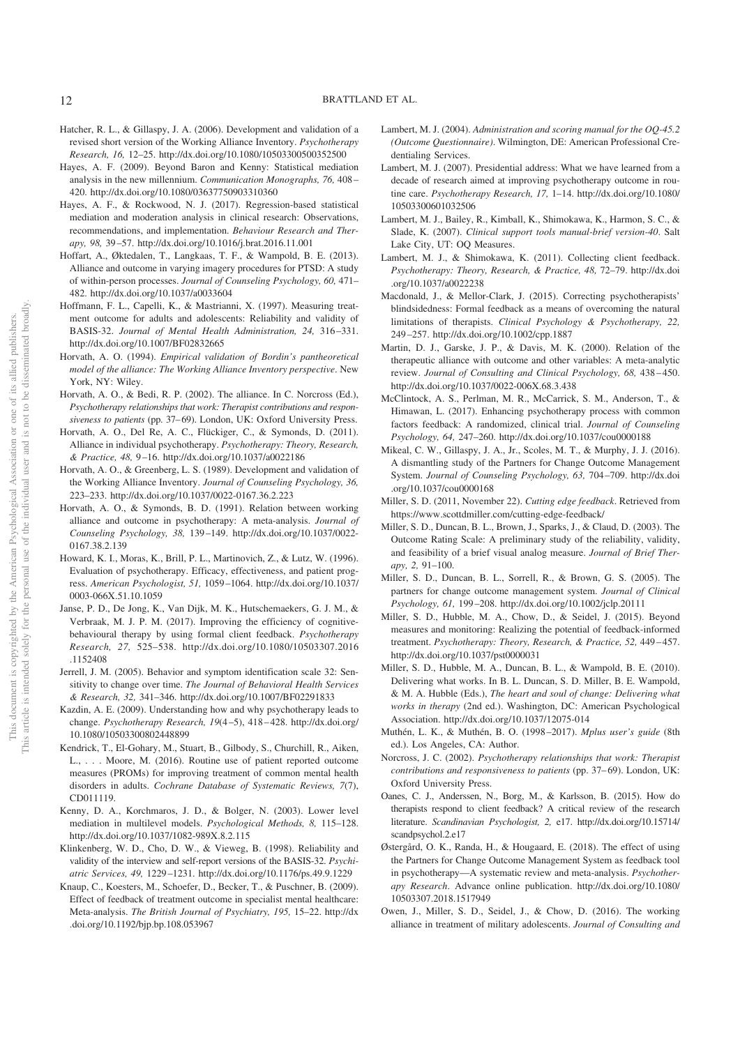Hatcher, R. L., & Gillaspy, J. A. (2006). Development and validation of a revised short version of the Working Alliance Inventory. *Psychotherapy Research, 16,* 12–25. http://dx.doi.org/10.1080/10503300500352500

Hayes, A. F. (2009). Beyond Baron and Kenny: Statistical mediation analysis in the new millennium. *Communication Monographs, 76,* 408–420. http://dx.doi.org/10.1080/03637750903310360

Hayes, A. F., & Rockwood, N. J. (2017). Regression-based statistical mediation and moderation analysis in clinical research: Observations, recommendations, and implementation. *Behaviour Research and Therapy, 98,* 39–57. http://dx.doi.org/10.1016/j.brat.2016.11.001

Hoffart, A., Øktedalen, T., Langkaas, T. F., & Wampold, B. E. (2013). Alliance and outcome in varying imagery procedures for PTSD: A study of within-person processes. *Journal of Counseling Psychology, 60,* 471–482. http://dx.doi.org/10.1037/a0033604

Hoffmann, F. L., Capelli, K., & Mastrianni, X. (1997). Measuring treatment outcome for adults and adolescents: Reliability and validity of BASIS-32. *Journal of Mental Health Administration, 24,* 316–331. http://dx.doi.org/10.1007/BF02832665

Horvath, A. O. (1994). *Empirical validation of Bordin's pantheoretical model of the alliance: The Working Alliance Inventory perspective*. New York, NY: Wiley.

Horvath, A. O., & Bedi, R. P. (2002). The alliance. In C. Norcross (Ed.), *Psychotherapy relationships that work: Therapist contributions and responsiveness to patients* (pp. 37–69). London, UK: Oxford University Press.

Horvath, A. O., Del Re, A. C., Flückiger, C., & Symonds, D. (2011). Alliance in individual psychotherapy. *Psychotherapy: Theory, Research, & Practice, 48,* 9–16. http://dx.doi.org/10.1037/a0022186

Horvath, A. O., & Greenberg, L. S. (1989). Development and validation of the Working Alliance Inventory. *Journal of Counseling Psychology, 36,* 223–233. http://dx.doi.org/10.1037/0022-0167.36.2.223

Horvath, A. O., & Symonds, B. D. (1991). Relation between working alliance and outcome in psychotherapy: A meta-analysis. *Journal of Counseling Psychology, 38,* 139–149. http://dx.doi.org/10.1037/0022-0167.38.2.139

Howard, K. I., Moras, K., Brill, P. L., Martinovich, Z., & Lutz, W. (1996). Evaluation of psychotherapy. Efficacy, effectiveness, and patient progress. *American Psychologist, 51,* 1059–1064. http://dx.doi.org/10.1037/0003-066X.51.10.1059

Janse, P. D., De Jong, K., Van Dijk, M. K., Hutschemaekers, G. J. M., & Verbraak, M. J. P. M. (2017). Improving the efficiency of cognitive-behavioural therapy by using formal client feedback. *Psychotherapy Research, 27,* 525–538. http://dx.doi.org/10.1080/10503307.2016.1152408

Jerrell, J. M. (2005). Behavior and symptom identification scale 32: Sensitivity to change over time. *The Journal of Behavioral Health Services & Research, 32,* 341–346. http://dx.doi.org/10.1007/BF02291833

Kazdin, A. E. (2009). Understanding how and why psychotherapy leads to change. *Psychotherapy Research, 19*(4–5), 418–428. http://dx.doi.org/10.1080/10503300802448899

Kendrick, T., El-Gohary, M., Stuart, B., Gilbody, S., Churchill, R., Aiken, L., . . . Moore, M. (2016). Routine use of patient reported outcome measures (PROMs) for improving treatment of common mental health disorders in adults. *Cochrane Database of Systematic Reviews, 7*(7), CD011119.

Kenny, D. A., Korchmaros, J. D., & Bolger, N. (2003). Lower level mediation in multilevel models. *Psychological Methods, 8,* 115–128. http://dx.doi.org/10.1037/1082-989X.8.2.115

Klinkenberg, W. D., Cho, D. W., & Vieweg, B. (1998). Reliability and validity of the interview and self-report versions of the BASIS-32. *Psychiatric Services, 49,* 1229–1231. http://dx.doi.org/10.1176/ps.49.9.1229

Knaup, C., Koesters, M., Schoefer, D., Becker, T., & Puschner, B. (2009). Effect of feedback of treatment outcome in specialist mental healthcare: Meta-analysis. *The British Journal of Psychiatry, 195,* 15–22. http://dx.doi.org/10.1192/bjp.bp.108.053967

Lambert, M. J. (2004). *Administration and scoring manual for the OQ-45.2 (Outcome Questionnaire)*. Wilmington, DE: American Professional Credentialing Services.

Lambert, M. J. (2007). Presidential address: What we have learned from a decade of research aimed at improving psychotherapy outcome in routine care. *Psychotherapy Research, 17,* 1–14. http://dx.doi.org/10.1080/10503300601032506

Lambert, M. J., Bailey, R., Kimball, K., Shimokawa, K., Harmon, S. C., & Slade, K. (2007). *Clinical support tools manual-brief version-40*. Salt Lake City, UT: OQ Measures.

Lambert, M. J., & Shimokawa, K. (2011). Collecting client feedback. *Psychotherapy: Theory, Research, & Practice, 48,* 72–79. http://dx.doi.org/10.1037/a0022238

Macdonald, J., & Mellor-Clark, J. (2015). Correcting psychotherapists' blindsidedness: Formal feedback as a means of overcoming the natural limitations of therapists. *Clinical Psychology & Psychotherapy, 22,* 249–257. http://dx.doi.org/10.1002/cpp.1887

Martin, D. J., Garske, J. P., & Davis, M. K. (2000). Relation of the therapeutic alliance with outcome and other variables: A meta-analytic review. *Journal of Consulting and Clinical Psychology, 68,* 438–450. http://dx.doi.org/10.1037/0022-006X.68.3.438

McClintock, A. S., Perlman, M. R., McCarrick, S. M., Anderson, T., & Himawan, L. (2017). Enhancing psychotherapy process with common factors feedback: A randomized, clinical trial. *Journal of Counseling Psychology, 64,* 247–260. http://dx.doi.org/10.1037/cou0000188

Mikeal, C. W., Gillaspy, J. A., Jr., Scoles, M. T., & Murphy, J. J. (2016). A dismantling study of the Partners for Change Outcome Management System. *Journal of Counseling Psychology, 63,* 704–709. http://dx.doi.org/10.1037/cou0000168

Miller, S. D. (2011, November 22). *Cutting edge feedback*. Retrieved from https://www.scottdmiller.com/cutting-edge-feedback/

Miller, S. D., Duncan, B. L., Brown, J., Sparks, J., & Claud, D. (2003). The Outcome Rating Scale: A preliminary study of the reliability, validity, and feasibility of a brief visual analog measure. *Journal of Brief Therapy, 2,* 91–100.

Miller, S. D., Duncan, B. L., Sorrell, R., & Brown, G. S. (2005). The partners for change outcome management system. *Journal of Clinical Psychology, 61,* 199–208. http://dx.doi.org/10.1002/jclp.20111

Miller, S. D., Hubble, M. A., Chow, D., & Seidel, J. (2015). Beyond measures and monitoring: Realizing the potential of feedback-informed treatment. *Psychotherapy: Theory, Research, & Practice, 52,* 449–457. http://dx.doi.org/10.1037/pst0000031

Miller, S. D., Hubble, M. A., Duncan, B. L., & Wampold, B. E. (2010). Delivering what works. In B. L. Duncan, S. D. Miller, B. E. Wampold, & M. A. Hubble (Eds.), *The heart and soul of change: Delivering what works in therapy* (2nd ed.). Washington, DC: American Psychological Association. http://dx.doi.org/10.1037/12075-014

Muthén, L. K., & Muthén, B. O. (1998–2017). *Mplus user's guide* (8th ed.). Los Angeles, CA: Author.

Norcross, J. C. (2002). *Psychotherapy relationships that work: Therapist contributions and responsiveness to patients* (pp. 37–69). London, UK: Oxford University Press.

Oanes, C. J., Anderssen, N., Borg, M., & Karlsson, B. (2015). How do therapists respond to client feedback? A critical review of the research literature. *Scandinavian Psychologist, 2,* e17. http://dx.doi.org/10.15714/scandpsychol.2.e17

Østergård, O. K., Randa, H., & Hougaard, E. (2018). The effect of using the Partners for Change Outcome Management System as feedback tool in psychotherapy—A systematic review and meta-analysis. *Psychotherapy Research*. Advance online publication. http://dx.doi.org/10.1080/10503307.2018.1517949

Owen, J., Miller, S. D., Seidel, J., & Chow, D. (2016). The working alliance in treatment of military adolescents. *Journal of Consulting and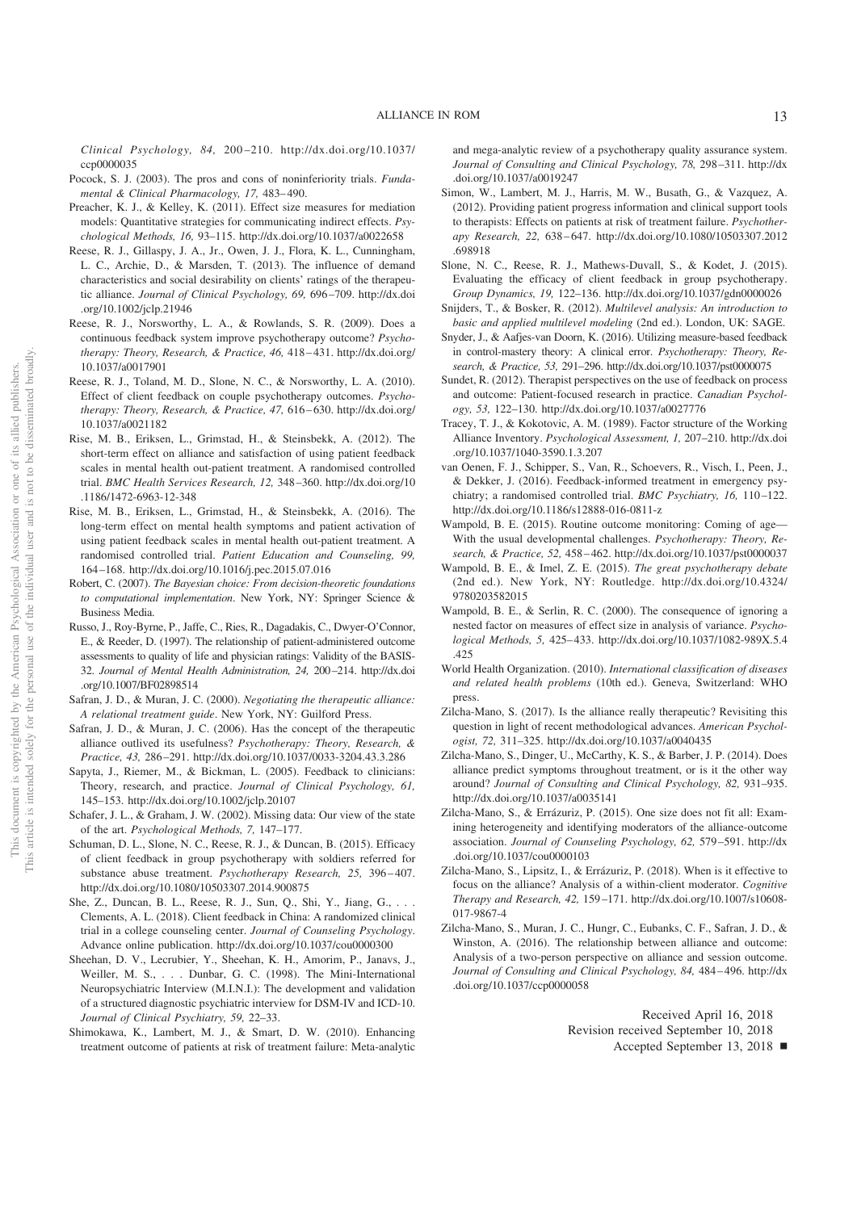*Clinical Psychology, 84,* 200–210. http://dx.doi.org/10.1037/ccp0000035

Pocock, S. J. (2003). The pros and cons of noninferiority trials. *Fundamental & Clinical Pharmacology, 17,* 483–490.

Preacher, K. J., & Kelley, K. (2011). Effect size measures for mediation models: Quantitative strategies for communicating indirect effects. *Psychological Methods, 16,* 93–115. http://dx.doi.org/10.1037/a0022658

Reese, R. J., Gillaspy, J. A., Jr., Owen, J. J., Flora, K. L., Cunningham, L. C., Archie, D., & Marsden, T. (2013). The influence of demand characteristics and social desirability on clients' ratings of the therapeutic alliance. *Journal of Clinical Psychology, 69,* 696–709. http://dx.doi.org/10.1002/jclp.21946

Reese, R. J., Norsworthy, L. A., & Rowlands, S. R. (2009). Does a continuous feedback system improve psychotherapy outcome? *Psychotherapy: Theory, Research, & Practice, 46,* 418–431. http://dx.doi.org/10.1037/a0017901

Reese, R. J., Toland, M. D., Slone, N. C., & Norsworthy, L. A. (2010). Effect of client feedback on couple psychotherapy outcomes. *Psychotherapy: Theory, Research, & Practice, 47,* 616–630. http://dx.doi.org/10.1037/a0021182

Rise, M. B., Eriksen, L., Grimstad, H., & Steinsbekk, A. (2012). The short-term effect on alliance and satisfaction of using patient feedback scales in mental health out-patient treatment. A randomised controlled trial. *BMC Health Services Research, 12,* 348–360. http://dx.doi.org/10.1186/1472-6963-12-348

Rise, M. B., Eriksen, L., Grimstad, H., & Steinsbekk, A. (2016). The long-term effect on mental health symptoms and patient activation of using patient feedback scales in mental health out-patient treatment. A randomised controlled trial. *Patient Education and Counseling, 99,* 164–168. http://dx.doi.org/10.1016/j.pec.2015.07.016

Robert, C. (2007). *The Bayesian choice: From decision-theoretic foundations to computational implementation*. New York, NY: Springer Science & Business Media.

Russo, J., Roy-Byrne, P., Jaffe, C., Ries, R., Dagadakis, C., Dwyer-O'Connor, E., & Reeder, D. (1997). The relationship of patient-administered outcome assessments to quality of life and physician ratings: Validity of the BASIS-32. *Journal of Mental Health Administration, 24,* 200–214. http://dx.doi.org/10.1007/BF02898514

Safran, J. D., & Muran, J. C. (2000). *Negotiating the therapeutic alliance: A relational treatment guide*. New York, NY: Guilford Press.

Safran, J. D., & Muran, J. C. (2006). Has the concept of the therapeutic alliance outlived its usefulness? *Psychotherapy: Theory, Research, & Practice, 43,* 286–291. http://dx.doi.org/10.1037/0033-3204.43.3.286

Sapyta, J., Riemer, M., & Bickman, L. (2005). Feedback to clinicians: Theory, research, and practice. *Journal of Clinical Psychology, 61,* 145–153. http://dx.doi.org/10.1002/jclp.20107

Schafer, J. L., & Graham, J. W. (2002). Missing data: Our view of the state of the art. *Psychological Methods, 7,* 147–177.

Schuman, D. L., Slone, N. C., Reese, R. J., & Duncan, B. (2015). Efficacy of client feedback in group psychotherapy with soldiers referred for substance abuse treatment. *Psychotherapy Research, 25,* 396–407. http://dx.doi.org/10.1080/10503307.2014.900875

She, Z., Duncan, B. L., Reese, R. J., Sun, Q., Shi, Y., Jiang, G., . . . Clements, A. L. (2018). Client feedback in China: A randomized clinical trial in a college counseling center. *Journal of Counseling Psychology*. Advance online publication. http://dx.doi.org/10.1037/cou0000300

Sheehan, D. V., Lecrubier, Y., Sheehan, K. H., Amorim, P., Janavs, J., Weiller, M. S., . . . Dunbar, G. C. (1998). The Mini-International Neuropsychiatric Interview (M.I.N.I.): The development and validation of a structured diagnostic psychiatric interview for DSM-IV and ICD-10. *Journal of Clinical Psychiatry, 59,* 22–33.

Shimokawa, K., Lambert, M. J., & Smart, D. W. (2010). Enhancing treatment outcome of patients at risk of treatment failure: Meta-analytic and mega-analytic review of a psychotherapy quality assurance system. *Journal of Consulting and Clinical Psychology, 78,* 298–311. http://dx.doi.org/10.1037/a0019247

Simon, W., Lambert, M. J., Harris, M. W., Busath, G., & Vazquez, A. (2012). Providing patient progress information and clinical support tools to therapists: Effects on patients at risk of treatment failure. *Psychotherapy Research, 22,* 638–647. http://dx.doi.org/10.1080/10503307.2012.698918

Slone, N. C., Reese, R. J., Mathews-Duvall, S., & Kodet, J. (2015). Evaluating the efficacy of client feedback in group psychotherapy. *Group Dynamics, 19,* 122–136. http://dx.doi.org/10.1037/gdn0000026

Snijders, T., & Bosker, R. (2012). *Multilevel analysis: An introduction to basic and applied multilevel modeling* (2nd ed.). London, UK: SAGE.

Snyder, J., & Aafjes-van Doorn, K. (2016). Utilizing measure-based feedback in control-mastery theory: A clinical error. *Psychotherapy: Theory, Research, & Practice, 53,* 291–296. http://dx.doi.org/10.1037/pst0000075

Sundet, R. (2012). Therapist perspectives on the use of feedback on process and outcome: Patient-focused research in practice. *Canadian Psychology, 53,* 122–130. http://dx.doi.org/10.1037/a0027776

Tracey, T. J., & Kokotovic, A. M. (1989). Factor structure of the Working Alliance Inventory. *Psychological Assessment, 1,* 207–210. http://dx.doi.org/10.1037/1040-3590.1.3.207

van Oenen, F. J., Schipper, S., Van, R., Schoevers, R., Visch, I., Peen, J., & Dekker, J. (2016). Feedback-informed treatment in emergency psychiatry; a randomised controlled trial. *BMC Psychiatry, 16,* 110–122. http://dx.doi.org/10.1186/s12888-016-0811-z

Wampold, B. E. (2015). Routine outcome monitoring: Coming of age—With the usual developmental challenges. *Psychotherapy: Theory, Research, & Practice, 52,* 458–462. http://dx.doi.org/10.1037/pst0000037

Wampold, B. E., & Imel, Z. E. (2015). *The great psychotherapy debate* (2nd ed.). New York, NY: Routledge. http://dx.doi.org/10.4324/9780203582015

Wampold, B. E., & Serlin, R. C. (2000). The consequence of ignoring a nested factor on measures of effect size in analysis of variance. *Psychological Methods, 5,* 425–433. http://dx.doi.org/10.1037/1082-989X.5.4.425

World Health Organization. (2010). *International classification of diseases and related health problems* (10th ed.). Geneva, Switzerland: WHO press.

Zilcha-Mano, S. (2017). Is the alliance really therapeutic? Revisiting this question in light of recent methodological advances. *American Psychologist, 72,* 311–325. http://dx.doi.org/10.1037/a0040435

Zilcha-Mano, S., Dinger, U., McCarthy, K. S., & Barber, J. P. (2014). Does alliance predict symptoms throughout treatment, or is it the other way around? *Journal of Consulting and Clinical Psychology, 82,* 931–935. http://dx.doi.org/10.1037/a0035141

Zilcha-Mano, S., & Errázuriz, P. (2015). One size does not fit all: Examining heterogeneity and identifying moderators of the alliance-outcome association. *Journal of Counseling Psychology, 62,* 579–591. http://dx.doi.org/10.1037/cou0000103

Zilcha-Mano, S., Lipsitz, I., & Errázuriz, P. (2018). When is it effective to focus on the alliance? Analysis of a within-client moderator. *Cognitive Therapy and Research, 42,* 159–171. http://dx.doi.org/10.1007/s10608-017-9867-4

Zilcha-Mano, S., Muran, J. C., Hungr, C., Eubanks, C. F., Safran, J. D., & Winston, A. (2016). The relationship between alliance and outcome: Analysis of a two-person perspective on alliance and session outcome. *Journal of Consulting and Clinical Psychology, 84,* 484–496. http://dx.doi.org/10.1037/ccp0000058

Received April 16, 2018
Revision received September 10, 2018
Accepted September 13, 2018 ■